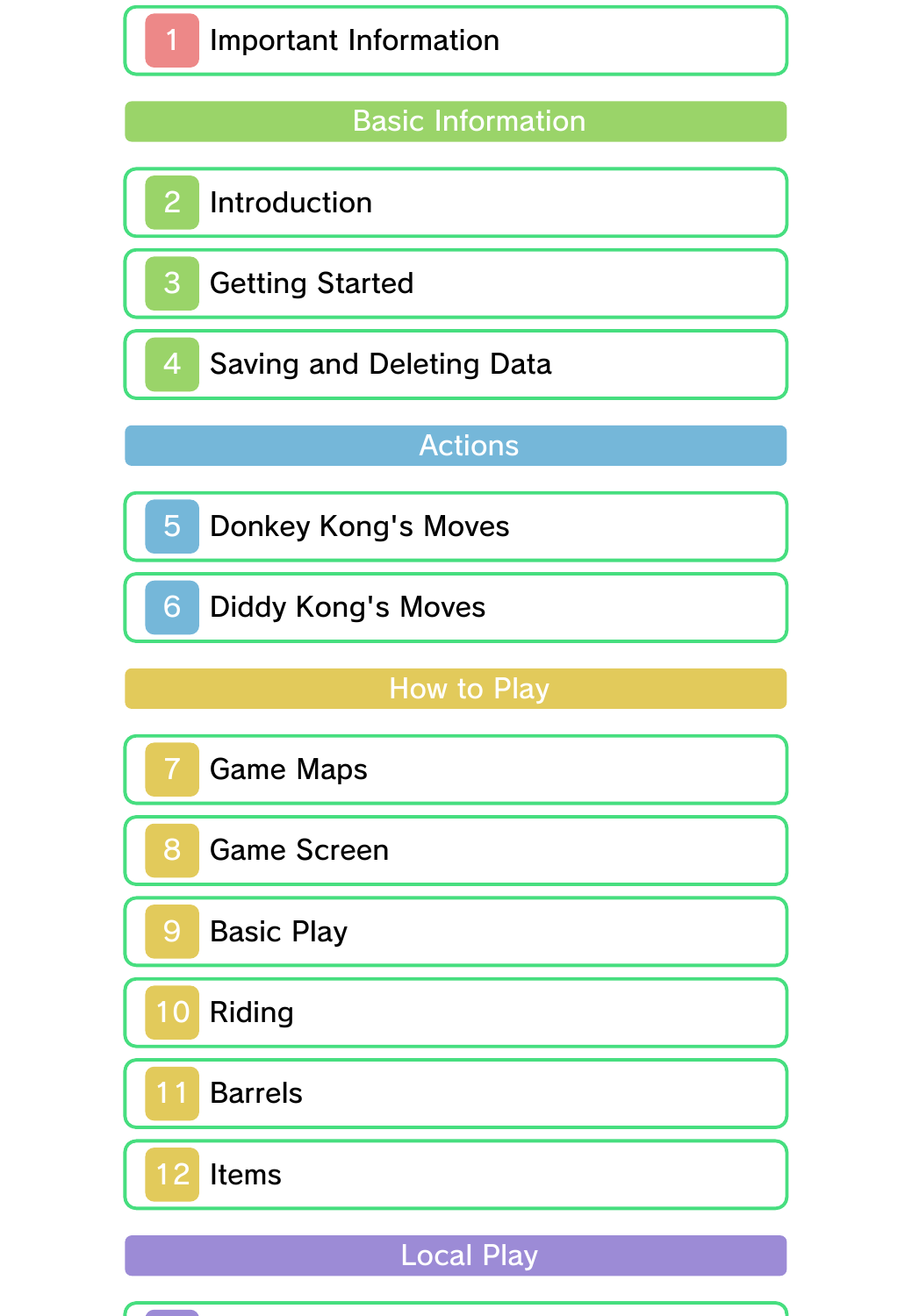1 Important Information

## Basic Information

2 Introduction

3 Getting Started

4 Saving and Deleting Data

## Actions

5 Donkey Kong's Moves

6 Diddy Kong's Moves

## How to Play

7 Game Maps

8 Game Screen

9 Basic Play

10 Riding

11 Barrels

12 Items

## Local Play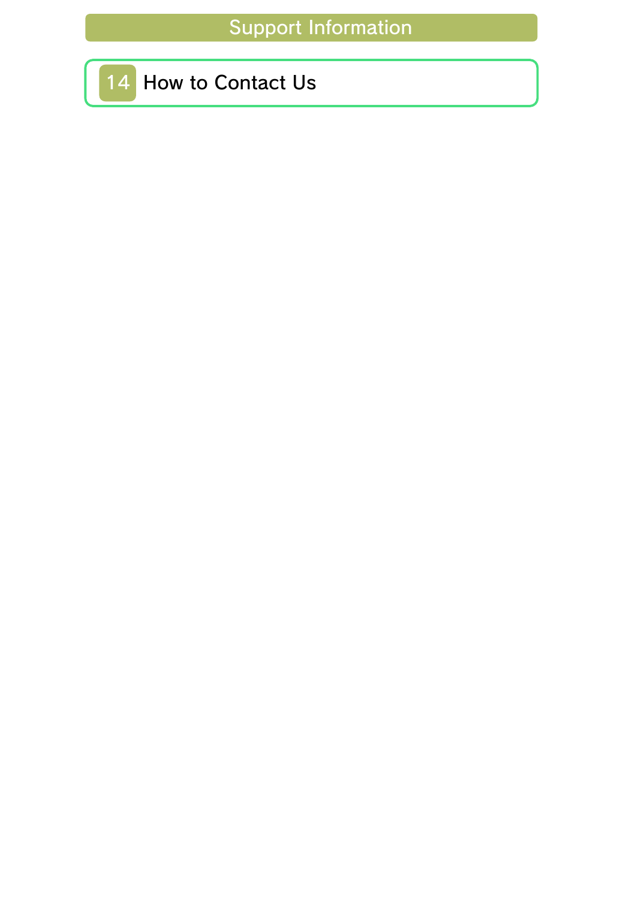## Support Information

14 How to Contact Us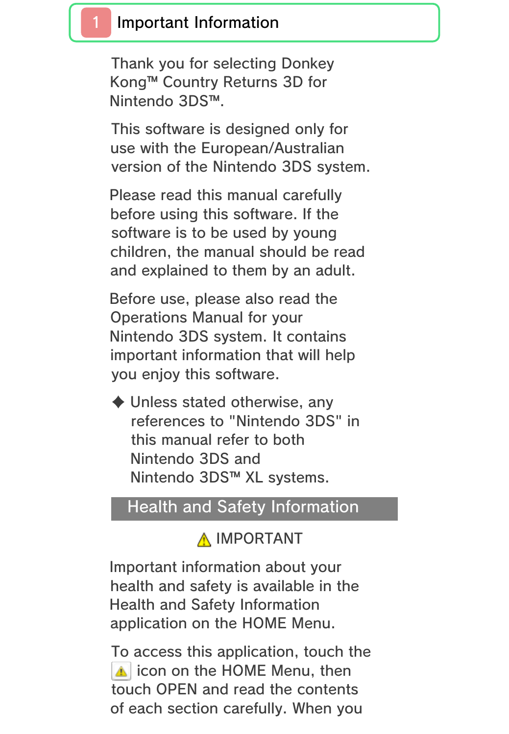# 1 Important Information

Thank you for selecting Donkey Kong™ Country Returns 3D for Nintendo 3DS™.

This software is designed only for use with the European/Australian version of the Nintendo 3DS system.

Please read this manual carefully before using this software. If the software is to be used by young children, the manual should be read and explained to them by an adult.

Before use, please also read the Operations Manual for your Nintendo 3DS system. It contains important information that will help you enjoy this software.

✦ Unless stated otherwise, any references to "Nintendo 3DS" in this manual refer to both Nintendo 3DS and Nintendo 3DS™ XL systems.

## Health and Safety Information

⚠ IMPORTANT

Important information about your health and safety is available in the Health and Safety Information application on the HOME Menu.

To access this application, touch the ⚠ icon on the HOME Menu, then touch OPEN and read the contents of each section carefully. When you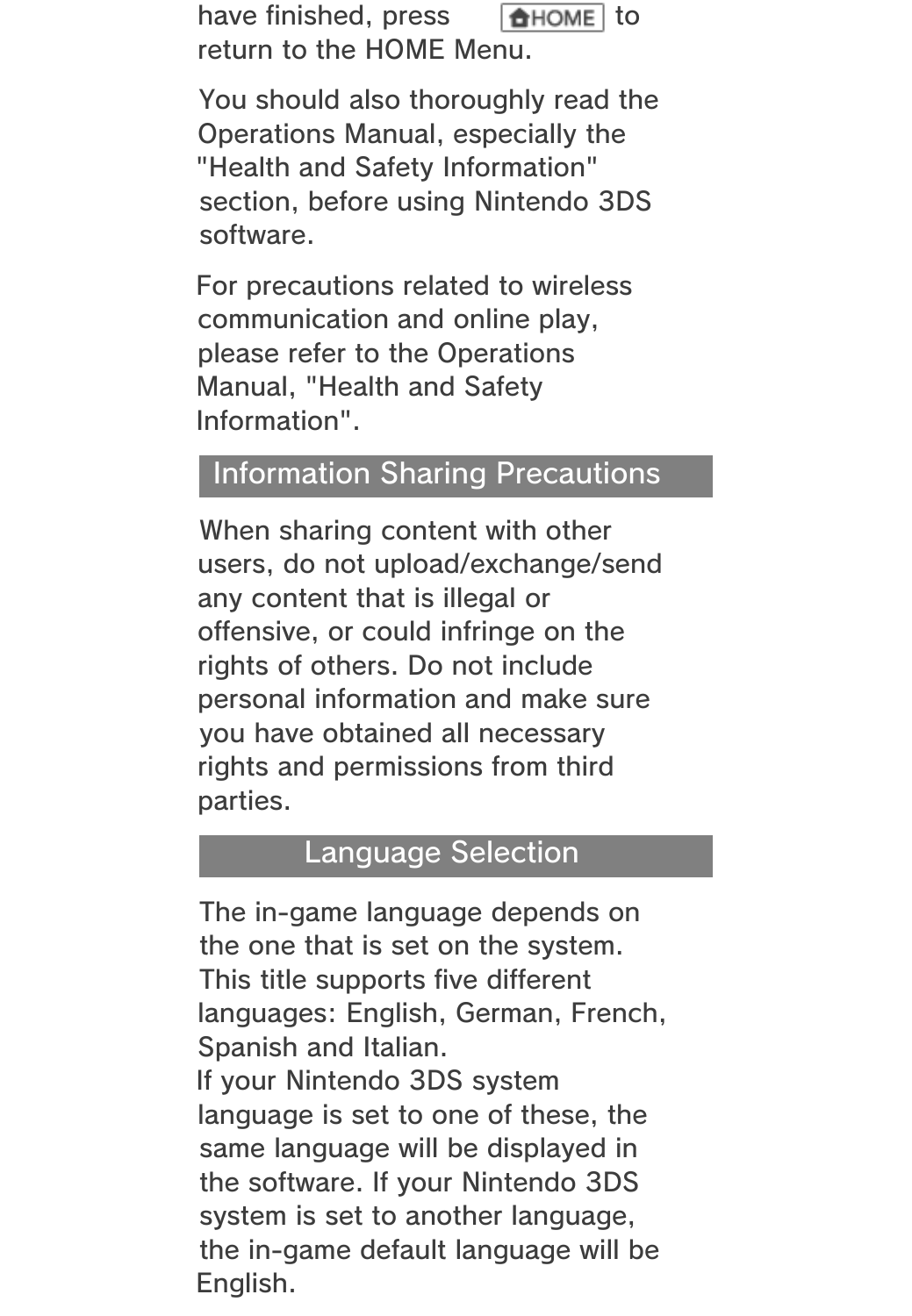have finished, press HOME to return to the HOME Menu.

You should also thoroughly read the Operations Manual, especially the "Health and Safety Information" section, before using Nintendo 3DS software.

For precautions related to wireless communication and online play, please refer to the Operations Manual, "Health and Safety Information".

## Information Sharing Precautions

When sharing content with other users, do not upload/exchange/send any content that is illegal or offensive, or could infringe on the rights of others. Do not include personal information and make sure you have obtained all necessary rights and permissions from third parties.

## Language Selection

The in-game language depends on the one that is set on the system. This title supports five different languages: English, German, French, Spanish and Italian.
If your Nintendo 3DS system language is set to one of these, the same language will be displayed in the software. If your Nintendo 3DS system is set to another language, the in-game default language will be English.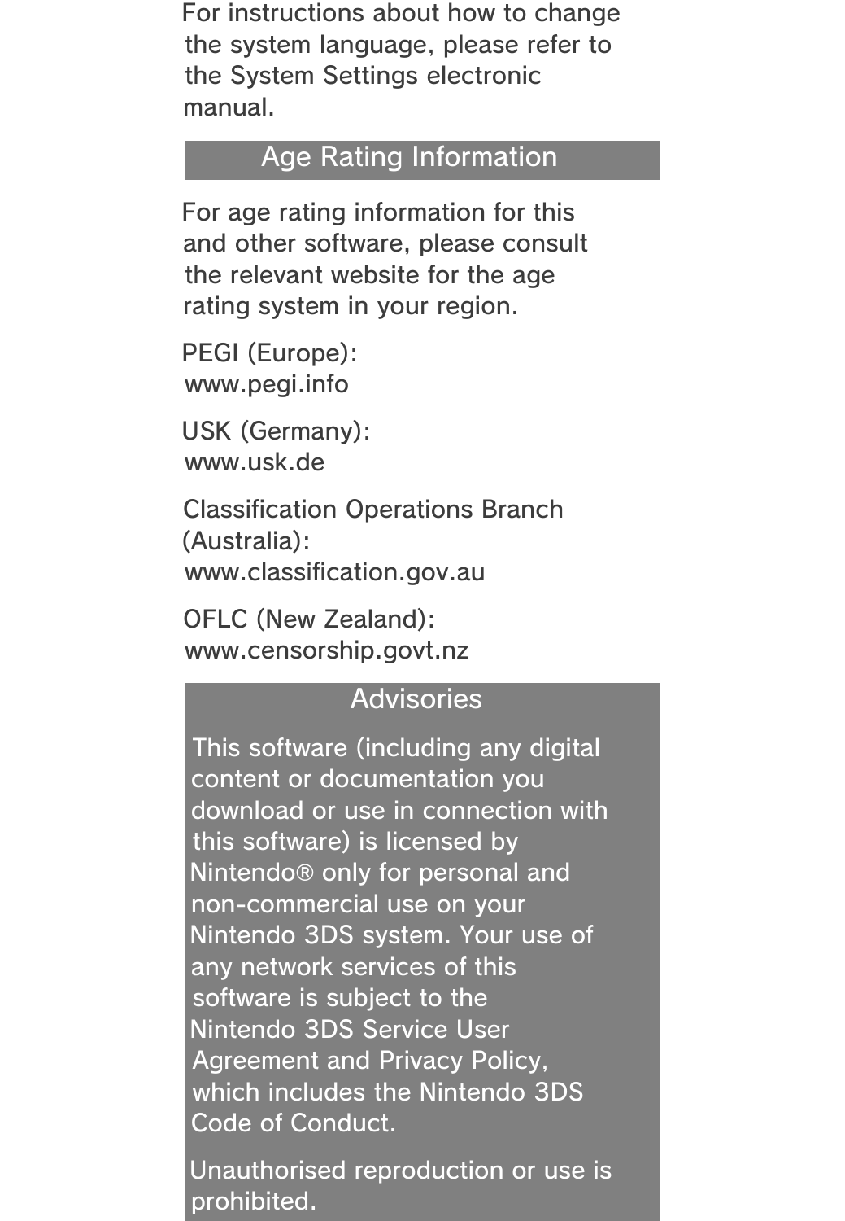For instructions about how to change the system language, please refer to the System Settings electronic manual.

## Age Rating Information

For age rating information for this and other software, please consult the relevant website for the age rating system in your region.

PEGI (Europe):
www.pegi.info

USK (Germany):
www.usk.de

Classification Operations Branch (Australia):
www.classification.gov.au

OFLC (New Zealand):
www.censorship.govt.nz

## Advisories

This software (including any digital content or documentation you download or use in connection with this software) is licensed by Nintendo® only for personal and non-commercial use on your Nintendo 3DS system. Your use of any network services of this software is subject to the Nintendo 3DS Service User Agreement and Privacy Policy, which includes the Nintendo 3DS Code of Conduct.

Unauthorised reproduction or use is prohibited.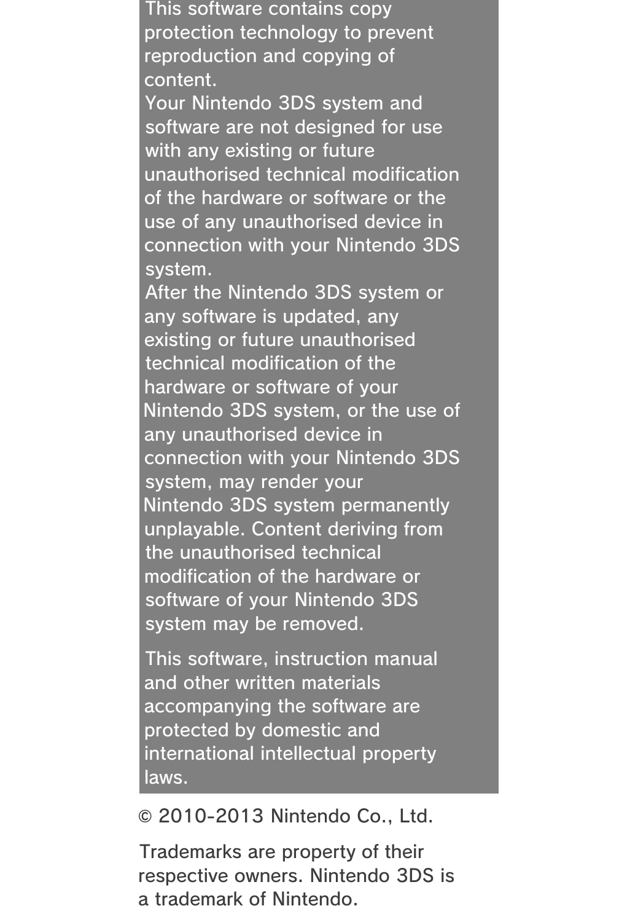This software contains copy protection technology to prevent reproduction and copying of content.

Your Nintendo 3DS system and software are not designed for use with any existing or future unauthorised technical modification of the hardware or software or the use of any unauthorised device in connection with your Nintendo 3DS system.

After the Nintendo 3DS system or any software is updated, any existing or future unauthorised technical modification of the hardware or software of your Nintendo 3DS system, or the use of any unauthorised device in connection with your Nintendo 3DS system, may render your Nintendo 3DS system permanently unplayable. Content deriving from the unauthorised technical modification of the hardware or software of your Nintendo 3DS system may be removed.

This software, instruction manual and other written materials accompanying the software are protected by domestic and international intellectual property laws.

© 2010-2013 Nintendo Co., Ltd.

Trademarks are property of their respective owners. Nintendo 3DS is a trademark of Nintendo.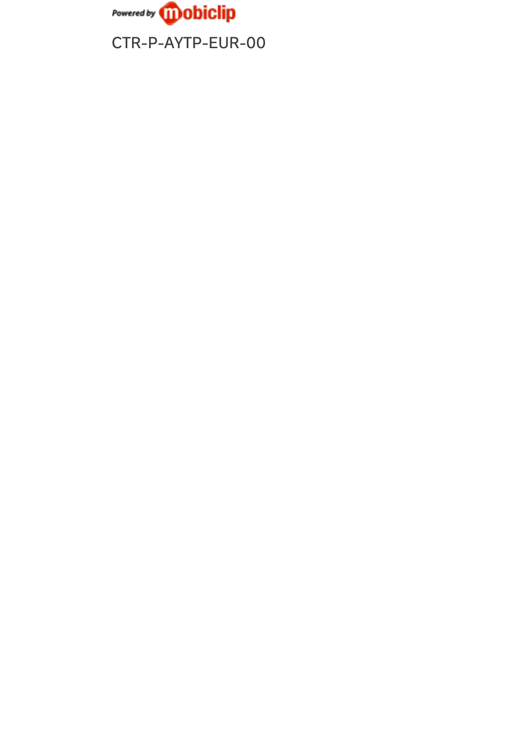Powered by mobiclip

CTR-P-AYTP-EUR-00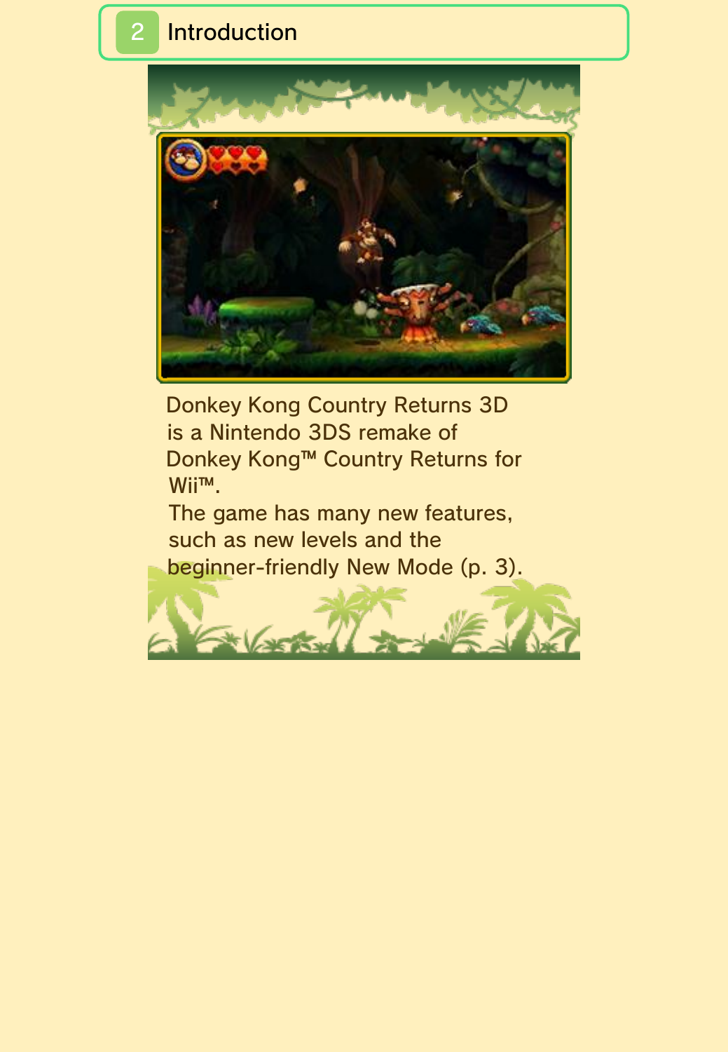## 2 Introduction

Donkey Kong Country Returns 3D is a Nintendo 3DS remake of Donkey Kong™ Country Returns for Wii™.
The game has many new features, such as new levels and the beginner-friendly New Mode (p. 3).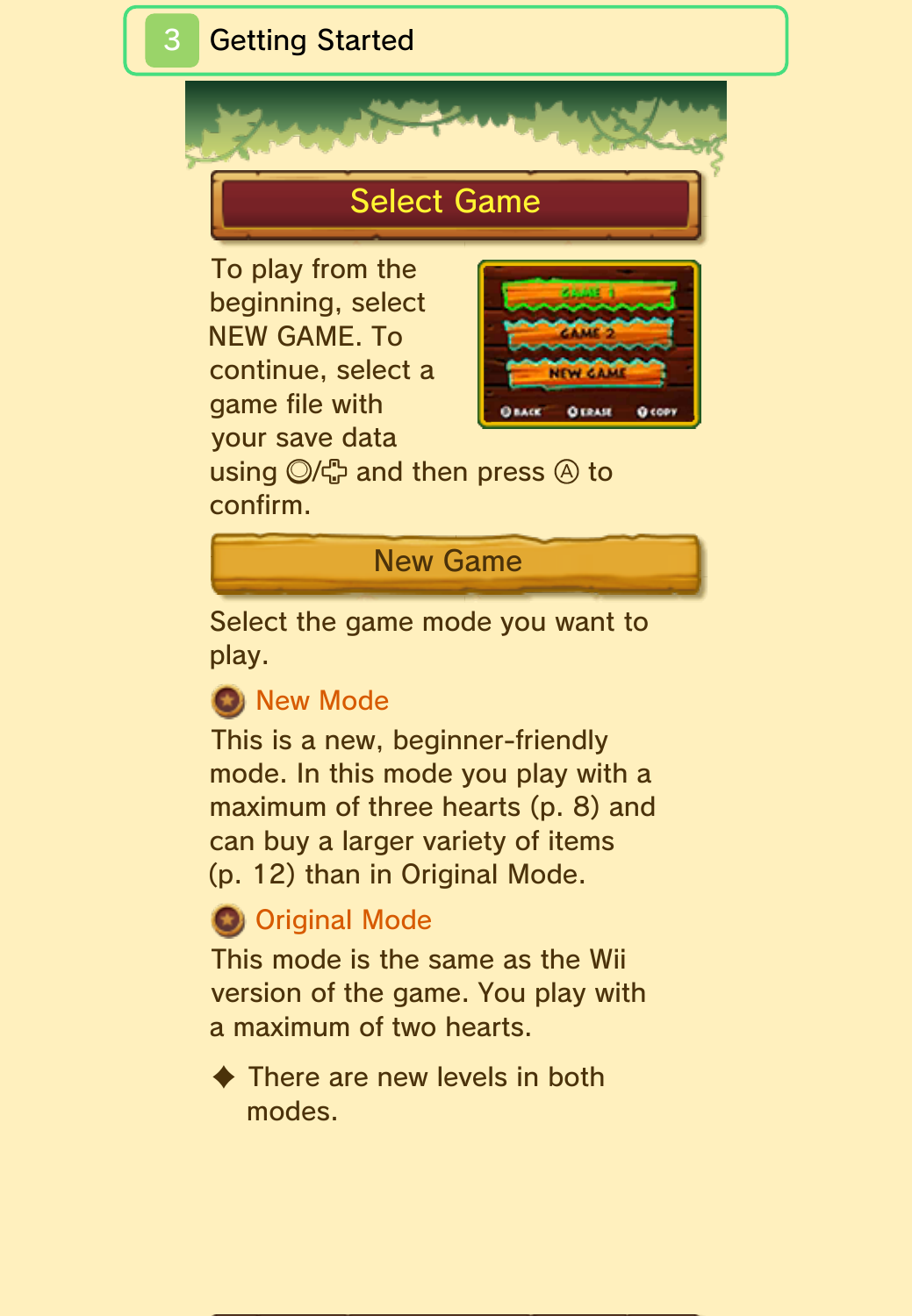# 3 Getting Started

## Select Game

To play from the beginning, select NEW GAME. To continue, select a game file with your save data using Ⓛ/✥ and then press Ⓐ to confirm.

## New Game

Select the game mode you want to play.

### New Mode

This is a new, beginner-friendly mode. In this mode you play with a maximum of three hearts (p. 8) and can buy a larger variety of items (p. 12) than in Original Mode.

### Original Mode

This mode is the same as the Wii version of the game. You play with a maximum of two hearts.

◆ There are new levels in both modes.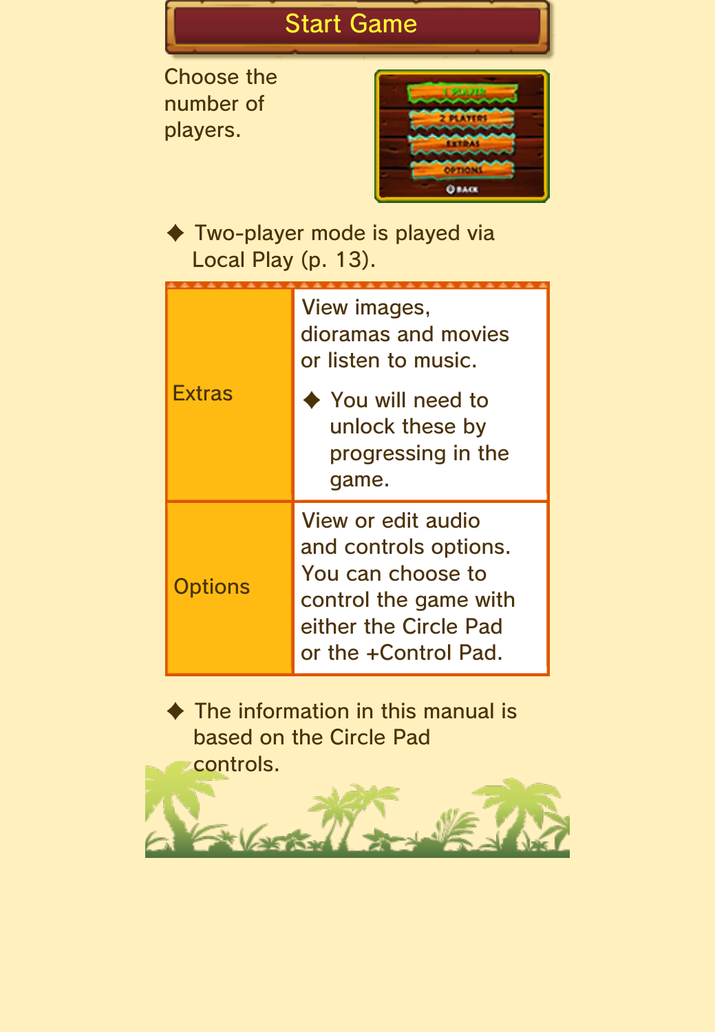# Start Game

Choose the number of players.

◆ Two-player mode is played via Local Play (p. 13).

| | |
|---|---|
| Extras | View images, dioramas and movies or listen to music.<br><br>◆ You will need to unlock these by progressing in the game. |
| Options | View or edit audio and controls options. You can choose to control the game with either the Circle Pad or the +Control Pad. |

◆ The information in this manual is based on the Circle Pad controls.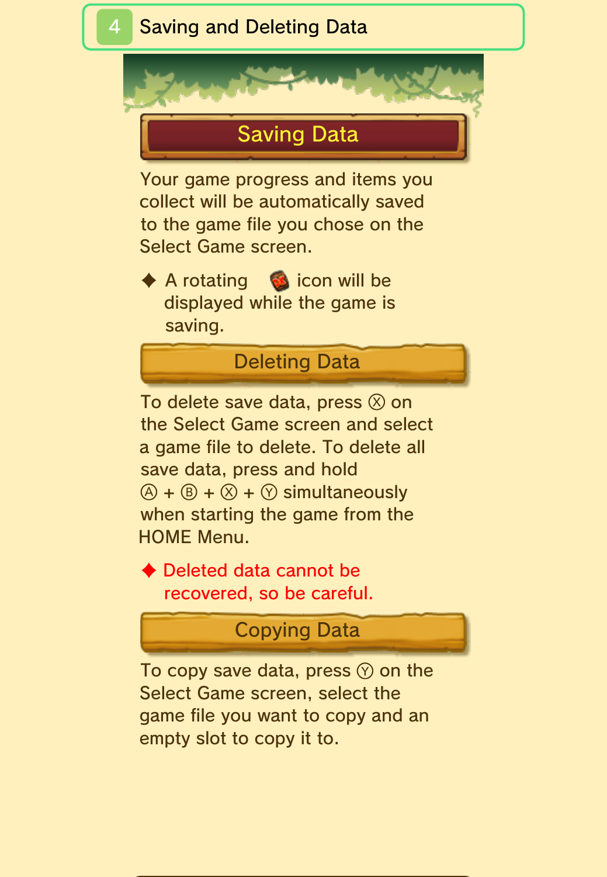# 4 Saving and Deleting Data

## Saving Data

Your game progress and items you collect will be automatically saved to the game file you chose on the Select Game screen.

◆ A rotating icon will be displayed while the game is saving.

## Deleting Data

To delete save data, press Ⓧ on the Select Game screen and select a game file to delete. To delete all save data, press and hold Ⓐ + Ⓑ + Ⓧ + Ⓨ simultaneously when starting the game from the HOME Menu.

◆ Deleted data cannot be recovered, so be careful.

## Copying Data

To copy save data, press Ⓨ on the Select Game screen, select the game file you want to copy and an empty slot to copy it to.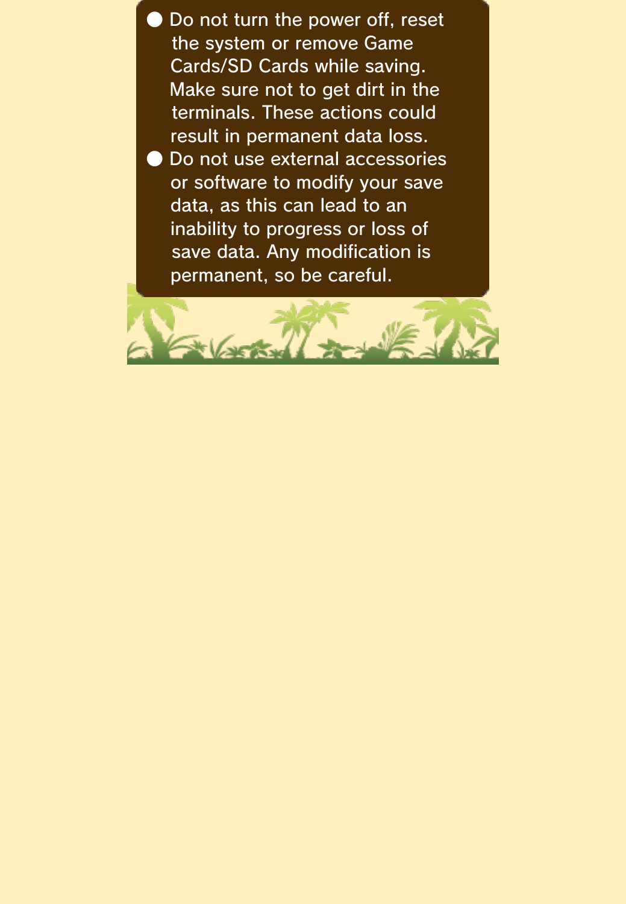- Do not turn the power off, reset the system or remove Game Cards/SD Cards while saving. Make sure not to get dirt in the terminals. These actions could result in permanent data loss.
- Do not use external accessories or software to modify your save data, as this can lead to an inability to progress or loss of save data. Any modification is permanent, so be careful.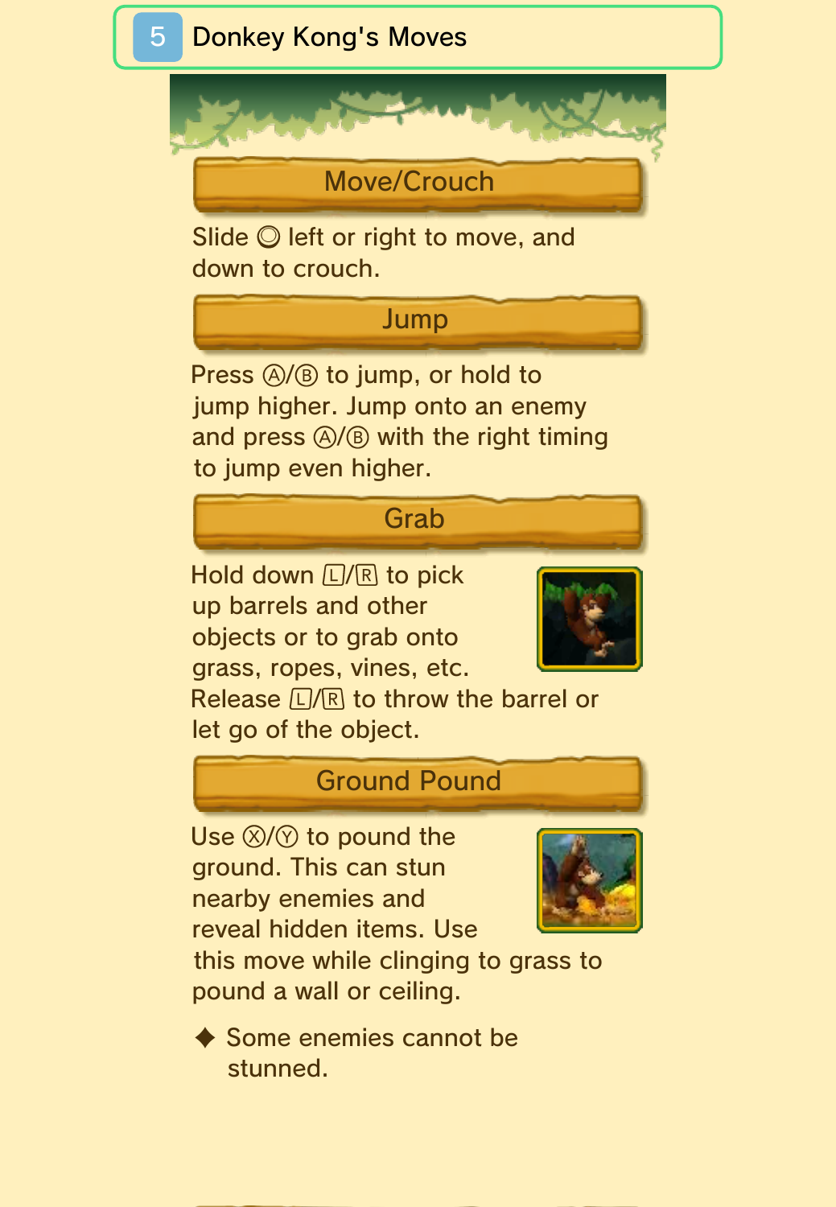# 5 Donkey Kong's Moves

## Move/Crouch

Slide ◎ left or right to move, and down to crouch.

## Jump

Press Ⓐ/Ⓑ to jump, or hold to jump higher. Jump onto an enemy and press Ⓐ/Ⓑ with the right timing to jump even higher.

## Grab

Hold down Ⓛ/Ⓡ to pick up barrels and other objects or to grab onto grass, ropes, vines, etc. Release Ⓛ/Ⓡ to throw the barrel or let go of the object.

## Ground Pound

Use Ⓧ/Ⓨ to pound the ground. This can stun nearby enemies and reveal hidden items. Use this move while clinging to grass to pound a wall or ceiling.

◆ Some enemies cannot be stunned.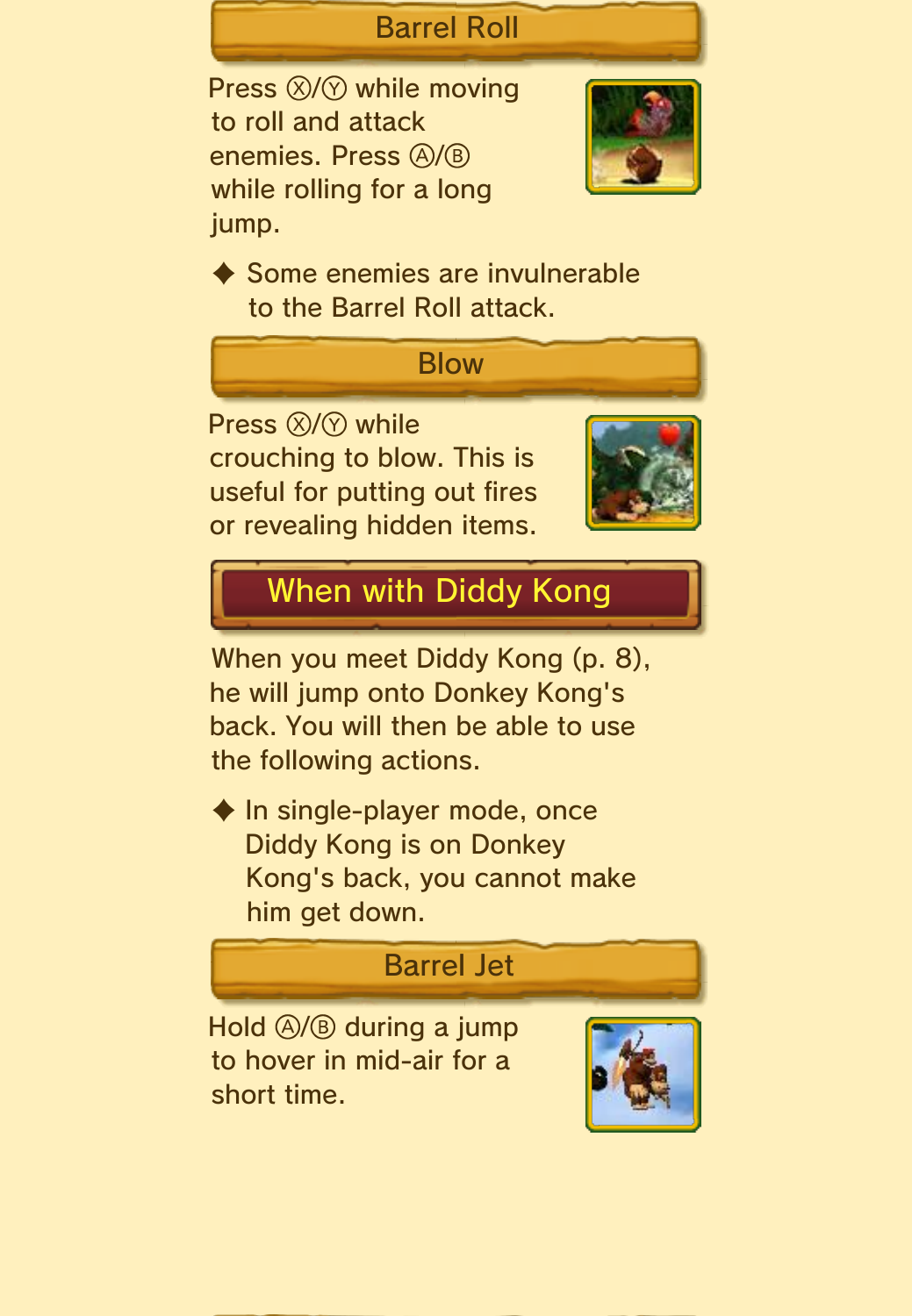### Barrel Roll

Press Ⓧ/Ⓨ while moving to roll and attack enemies. Press Ⓐ/Ⓑ while rolling for a long jump.

◆ Some enemies are invulnerable to the Barrel Roll attack.

### Blow

Press Ⓧ/Ⓨ while crouching to blow. This is useful for putting out fires or revealing hidden items.

## When with Diddy Kong

When you meet Diddy Kong (p. 8), he will jump onto Donkey Kong's back. You will then be able to use the following actions.

◆ In single-player mode, once Diddy Kong is on Donkey Kong's back, you cannot make him get down.

### Barrel Jet

Hold Ⓐ/Ⓑ during a jump to hover in mid-air for a short time.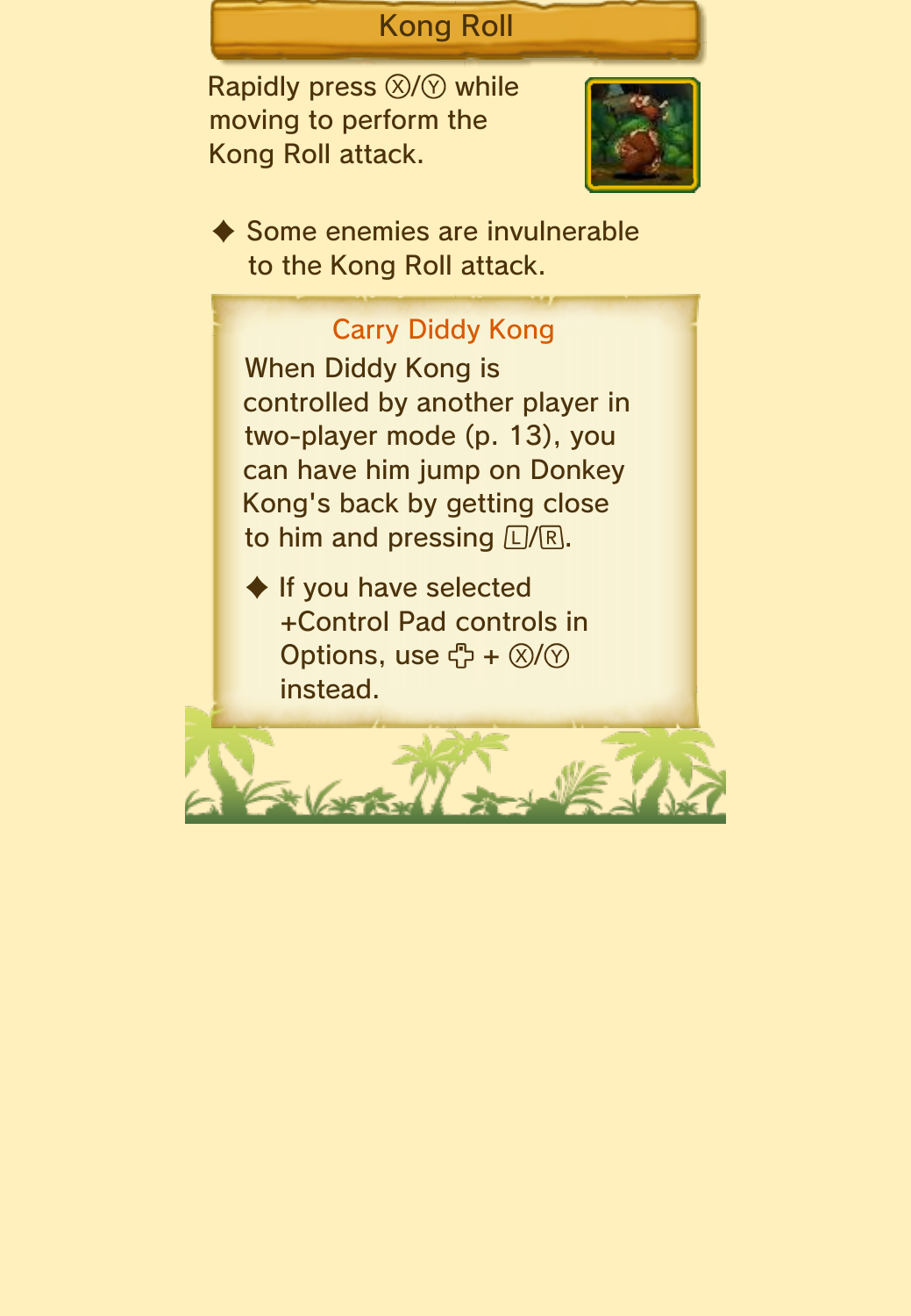## Kong Roll

Rapidly press Ⓧ/Ⓨ while moving to perform the Kong Roll attack.

◆ Some enemies are invulnerable to the Kong Roll attack.

### Carry Diddy Kong

When Diddy Kong is controlled by another player in two-player mode (p. 13), you can have him jump on Donkey Kong's back by getting close to him and pressing Ⓛ/Ⓡ.

◆ If you have selected +Control Pad controls in Options, use ✜ + Ⓧ/Ⓨ instead.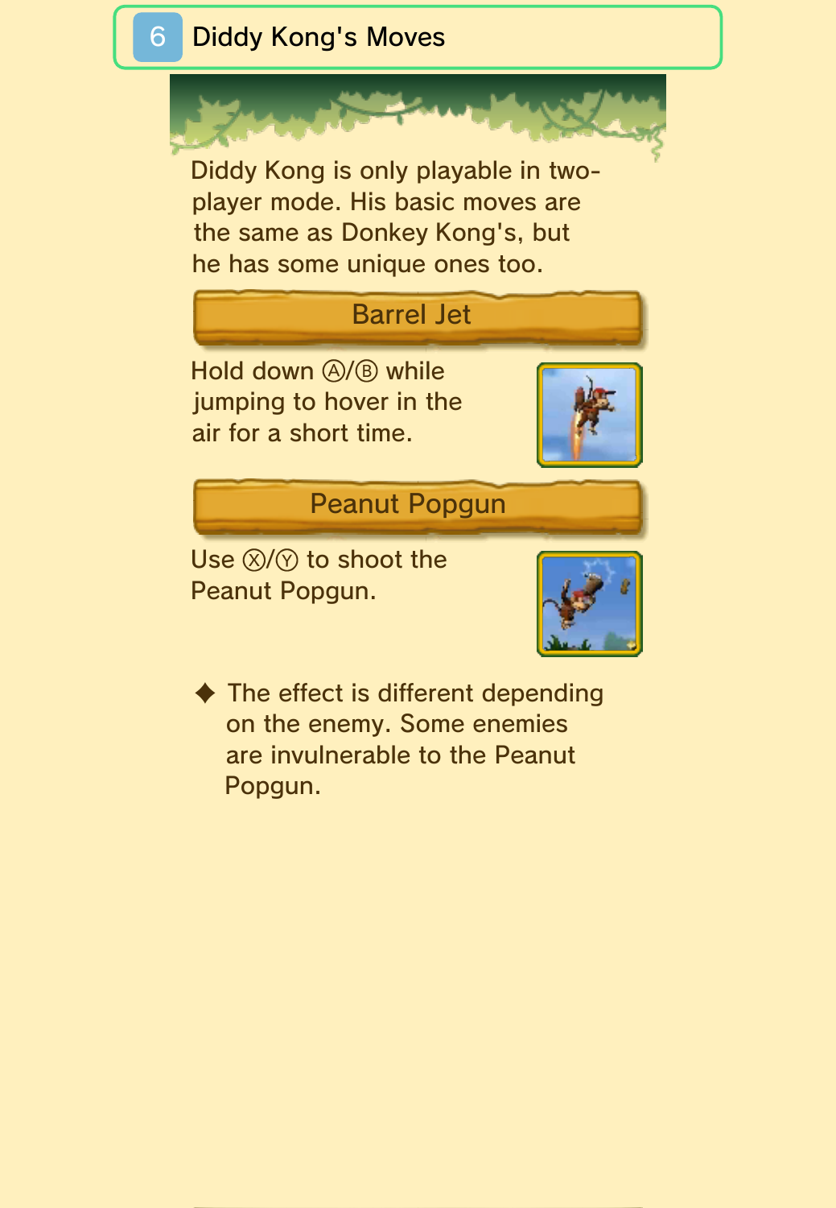# 6 Diddy Kong's Moves

Diddy Kong is only playable in two-player mode. His basic moves are the same as Donkey Kong's, but he has some unique ones too.

## Barrel Jet

Hold down Ⓐ/Ⓑ while jumping to hover in the air for a short time.

## Peanut Popgun

Use Ⓧ/Ⓨ to shoot the Peanut Popgun.

◆ The effect is different depending on the enemy. Some enemies are invulnerable to the Peanut Popgun.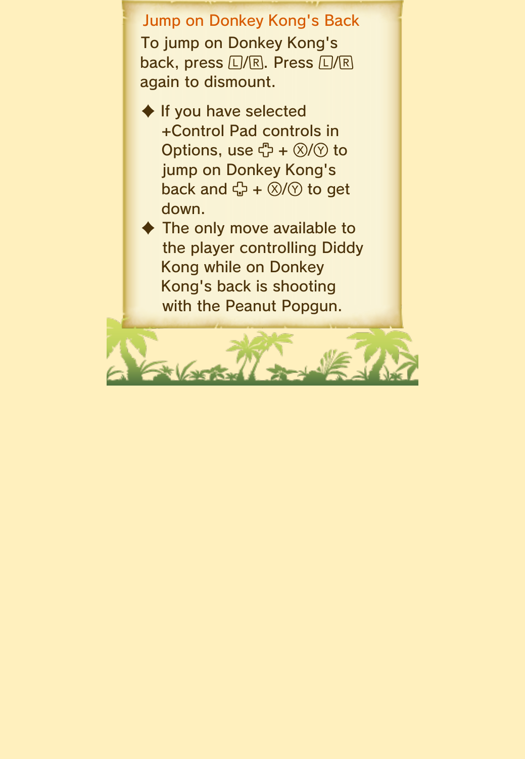## Jump on Donkey Kong's Back

To jump on Donkey Kong's back, press Ⓛ/Ⓡ. Press Ⓛ/Ⓡ again to dismount.

- ◆ If you have selected +Control Pad controls in Options, use ✜ + Ⓧ/Ⓨ to jump on Donkey Kong's back and ✜ + Ⓧ/Ⓨ to get down.
- ◆ The only move available to the player controlling Diddy Kong while on Donkey Kong's back is shooting with the Peanut Popgun.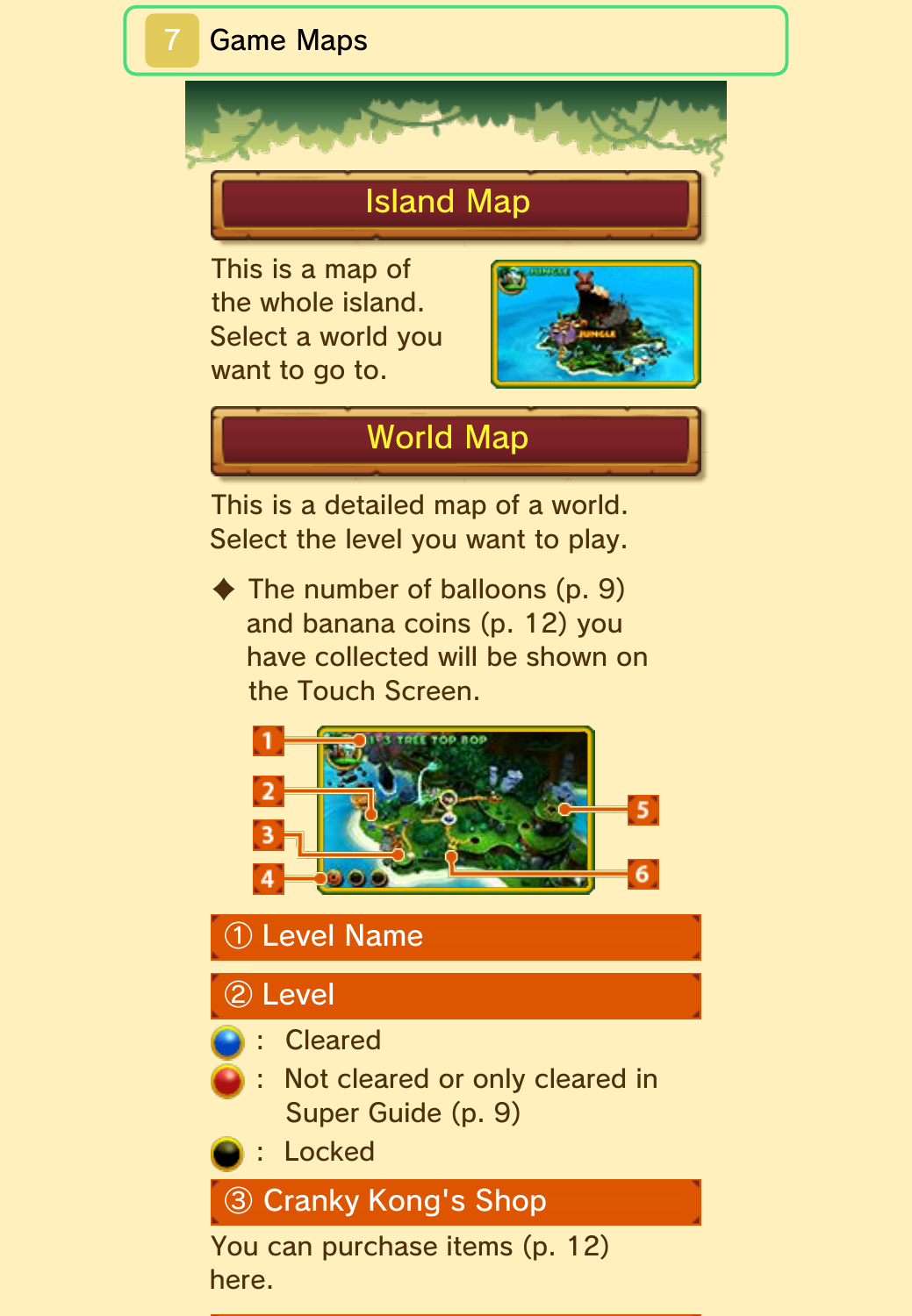# 7 Game Maps

## Island Map

This is a map of the whole island. Select a world you want to go to.

## World Map

This is a detailed map of a world. Select the level you want to play.

◆ The number of balloons (p. 9) and banana coins (p. 12) you have collected will be shown on the Touch Screen.

### ① Level Name

### ② Level

- Blue: Cleared
- Red: Not cleared or only cleared in Super Guide (p. 9)
- Black: Locked

### ③ Cranky Kong's Shop

You can purchase items (p. 12) here.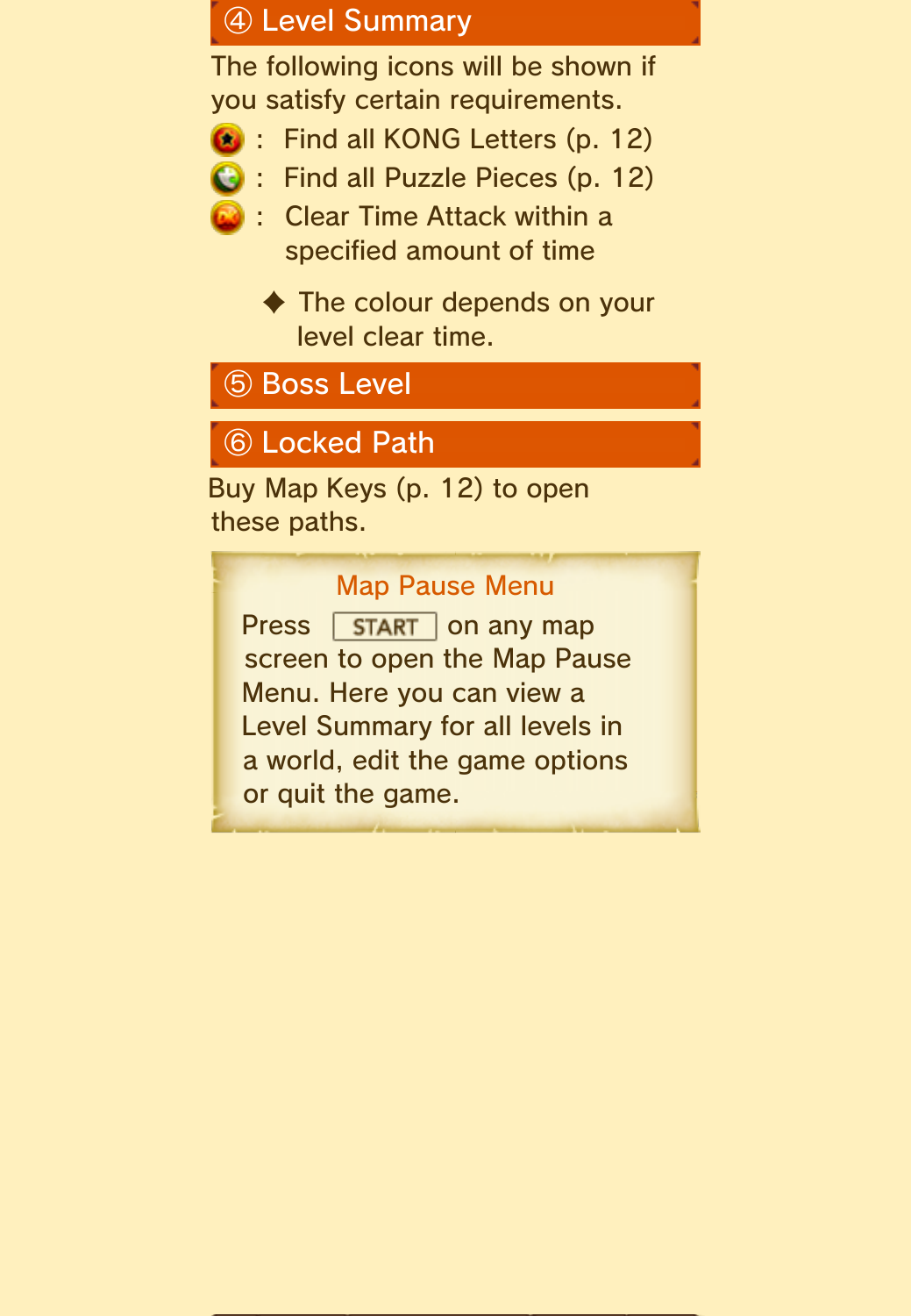## ④ Level Summary

The following icons will be shown if you satisfy certain requirements.

- : Find all KONG Letters (p. 12)
- : Find all Puzzle Pieces (p. 12)
- : Clear Time Attack within a specified amount of time

◆ The colour depends on your level clear time.

## ⑤ Boss Level

## ⑥ Locked Path

Buy Map Keys (p. 12) to open these paths.

### Map Pause Menu

Press START on any map screen to open the Map Pause Menu. Here you can view a Level Summary for all levels in a world, edit the game options or quit the game.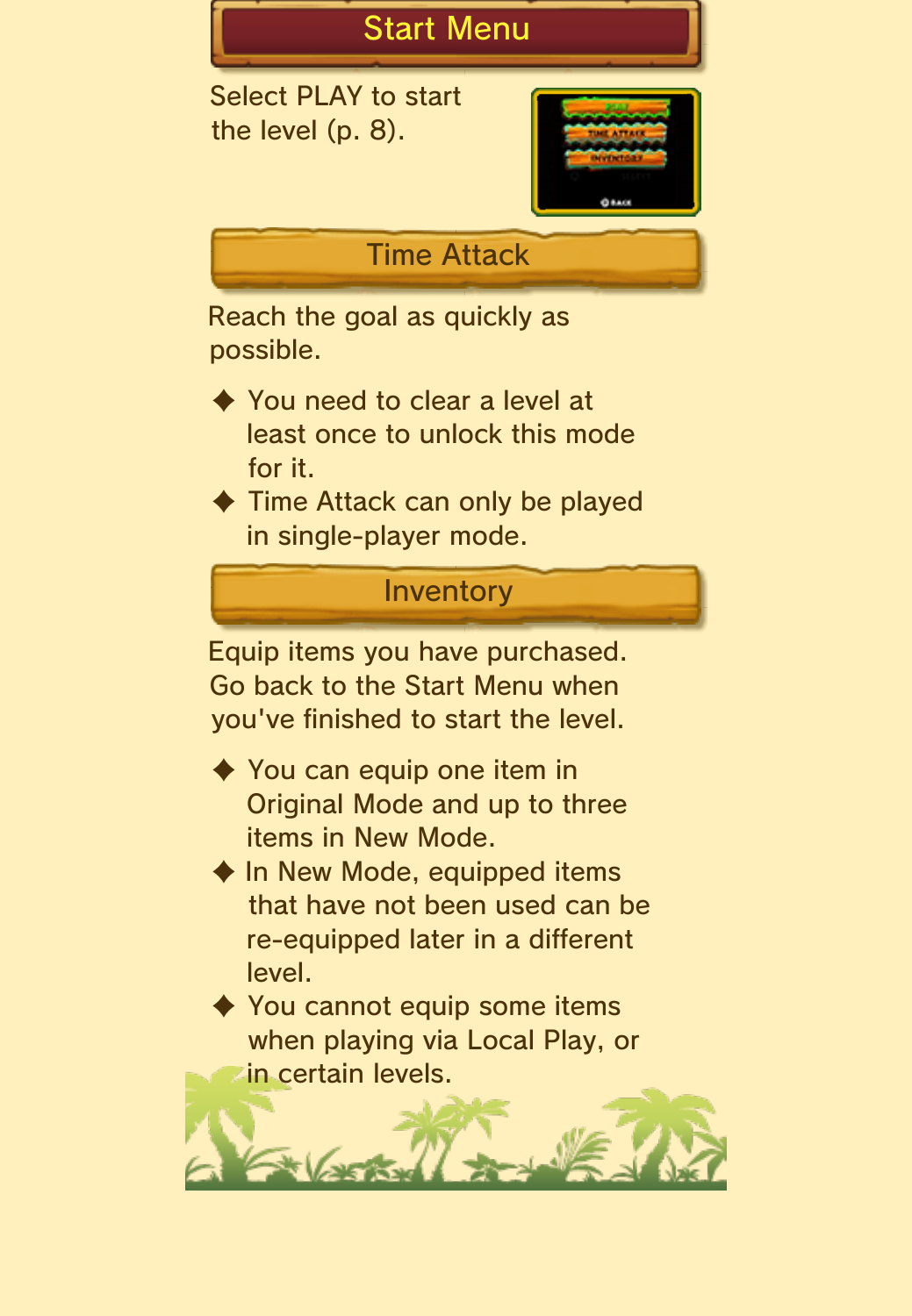## Start Menu

Select PLAY to start the level (p. 8).

### Time Attack

Reach the goal as quickly as possible.

◆ You need to clear a level at least once to unlock this mode for it.

◆ Time Attack can only be played in single-player mode.

### Inventory

Equip items you have purchased. Go back to the Start Menu when you've finished to start the level.

◆ You can equip one item in Original Mode and up to three items in New Mode.

◆ In New Mode, equipped items that have not been used can be re-equipped later in a different level.

◆ You cannot equip some items when playing via Local Play, or in certain levels.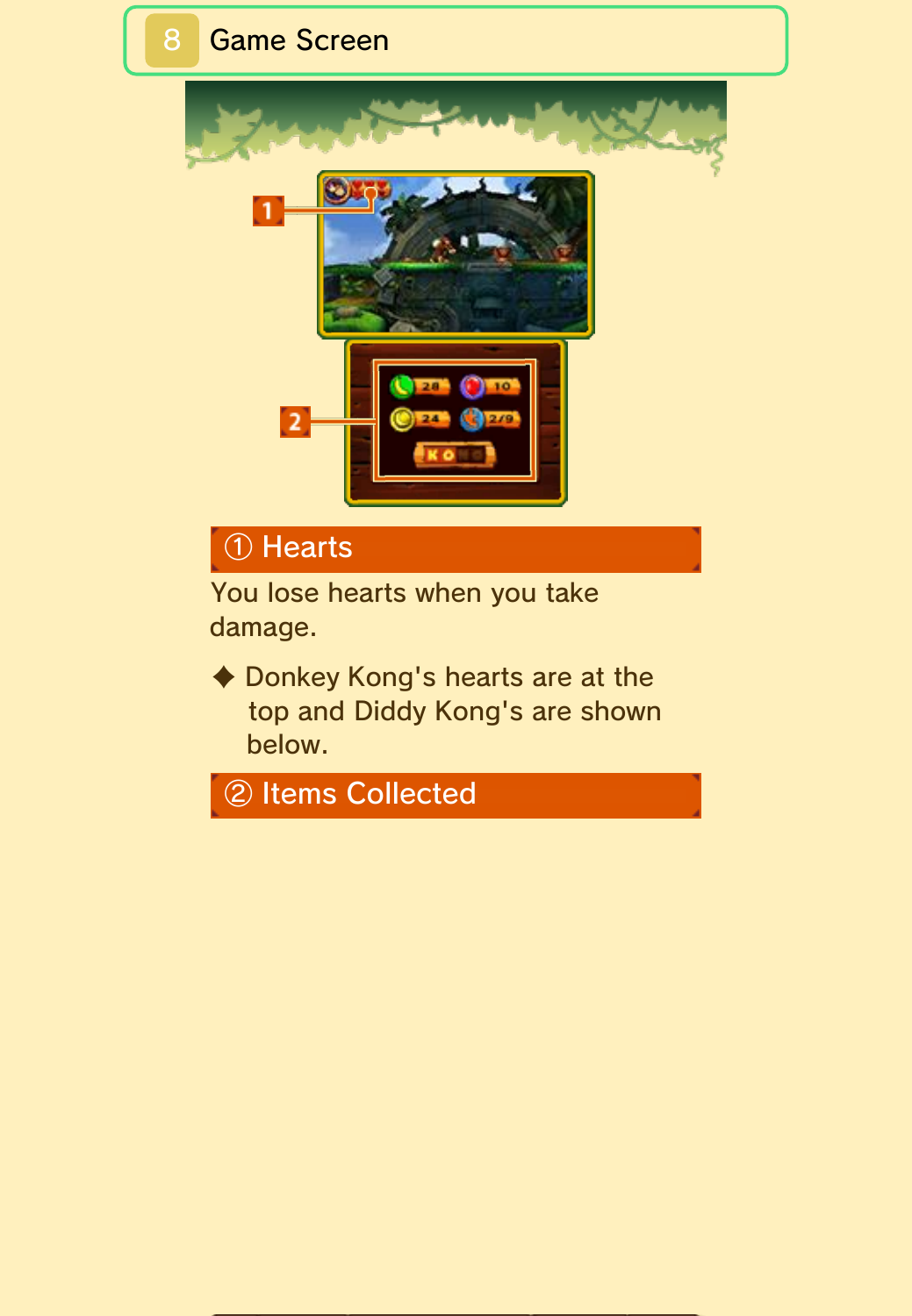# 8 Game Screen

## ① Hearts

You lose hearts when you take damage.

◆ Donkey Kong's hearts are at the top and Diddy Kong's are shown below.

## ② Items Collected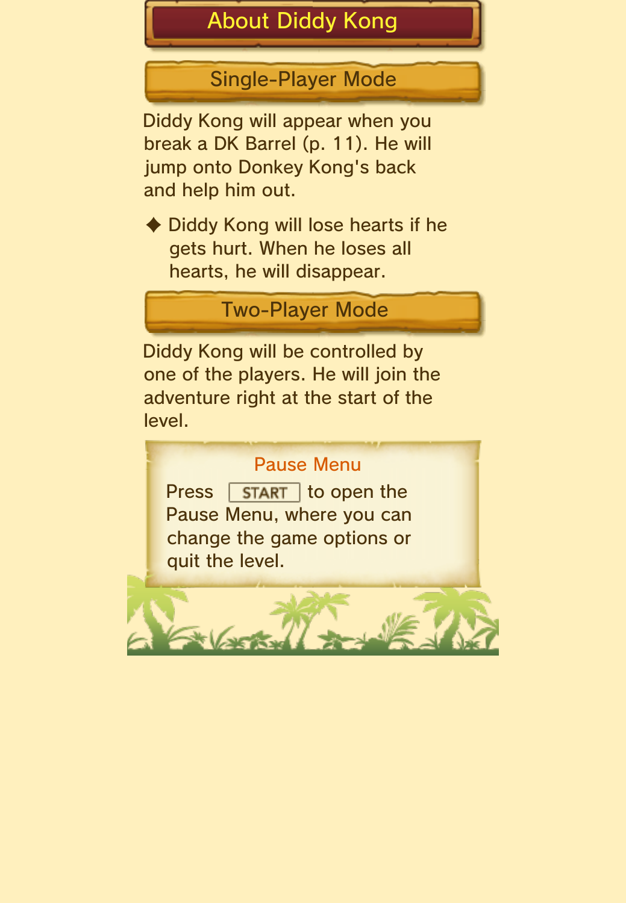# About Diddy Kong

## Single-Player Mode

Diddy Kong will appear when you break a DK Barrel (p. 11). He will jump onto Donkey Kong's back and help him out.

◆ Diddy Kong will lose hearts if he gets hurt. When he loses all hearts, he will disappear.

## Two-Player Mode

Diddy Kong will be controlled by one of the players. He will join the adventure right at the start of the level.

### Pause Menu

Press START to open the Pause Menu, where you can change the game options or quit the level.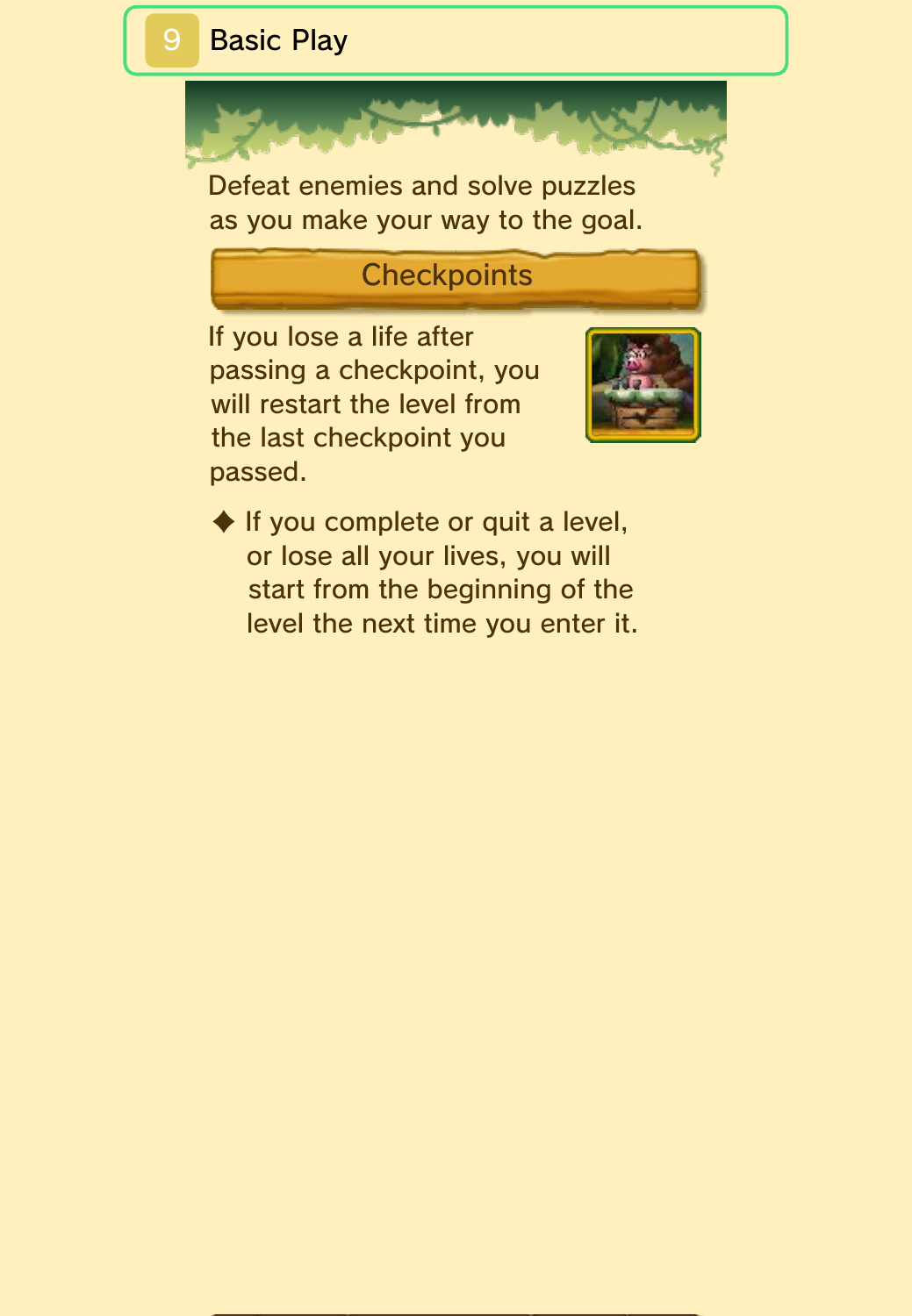# 9 Basic Play

Defeat enemies and solve puzzles as you make your way to the goal.

## Checkpoints

If you lose a life after passing a checkpoint, you will restart the level from the last checkpoint you passed.

◆ If you complete or quit a level, or lose all your lives, you will start from the beginning of the level the next time you enter it.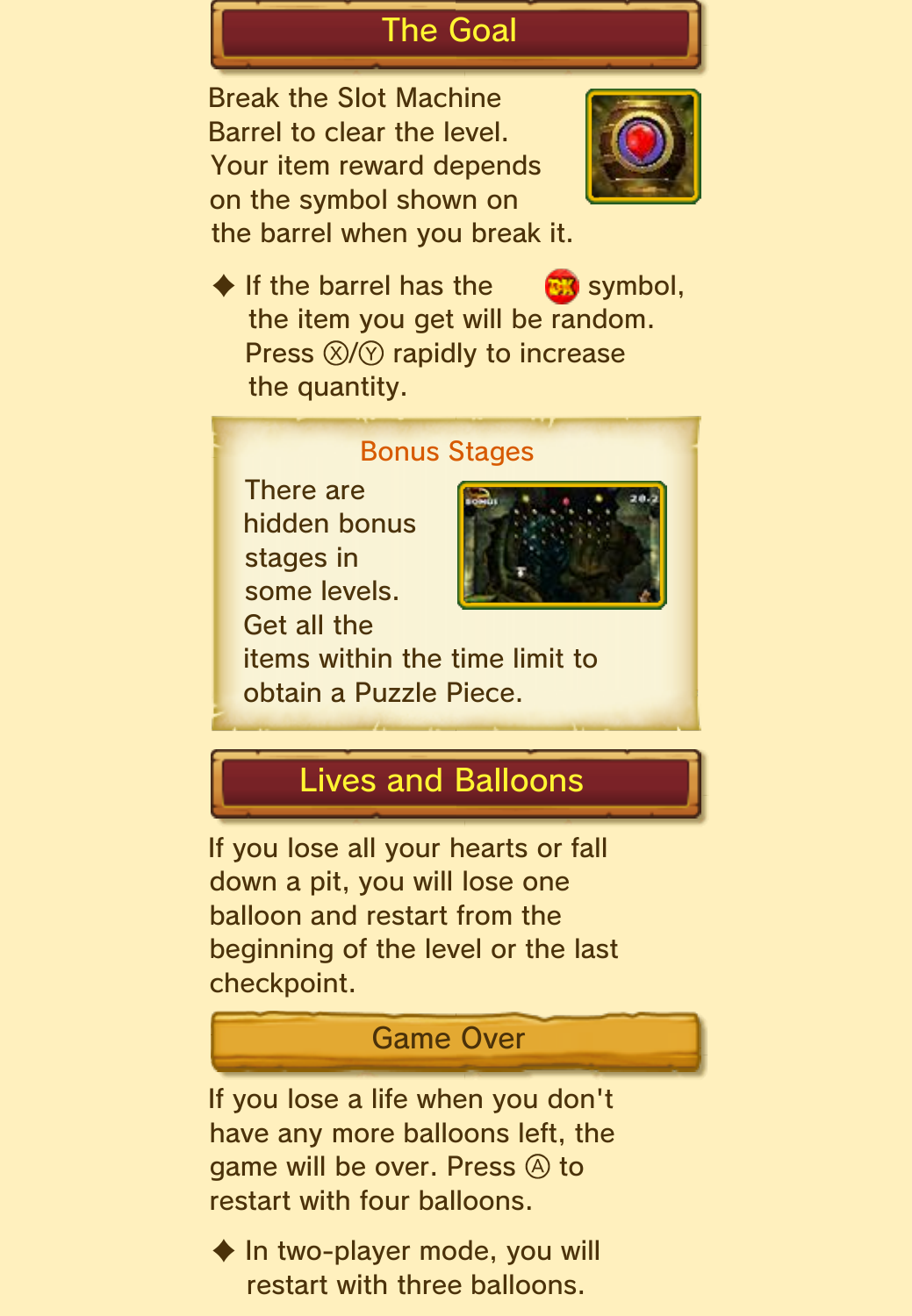## The Goal

Break the Slot Machine Barrel to clear the level. Your item reward depends on the symbol shown on the barrel when you break it.

◆ If the barrel has the DK symbol, the item you get will be random. Press Ⓧ/Ⓨ rapidly to increase the quantity.

### Bonus Stages

There are hidden bonus stages in some levels. Get all the items within the time limit to obtain a Puzzle Piece.

## Lives and Balloons

If you lose all your hearts or fall down a pit, you will lose one balloon and restart from the beginning of the level or the last checkpoint.

### Game Over

If you lose a life when you don't have any more balloons left, the game will be over. Press Ⓐ to restart with four balloons.

◆ In two-player mode, you will restart with three balloons.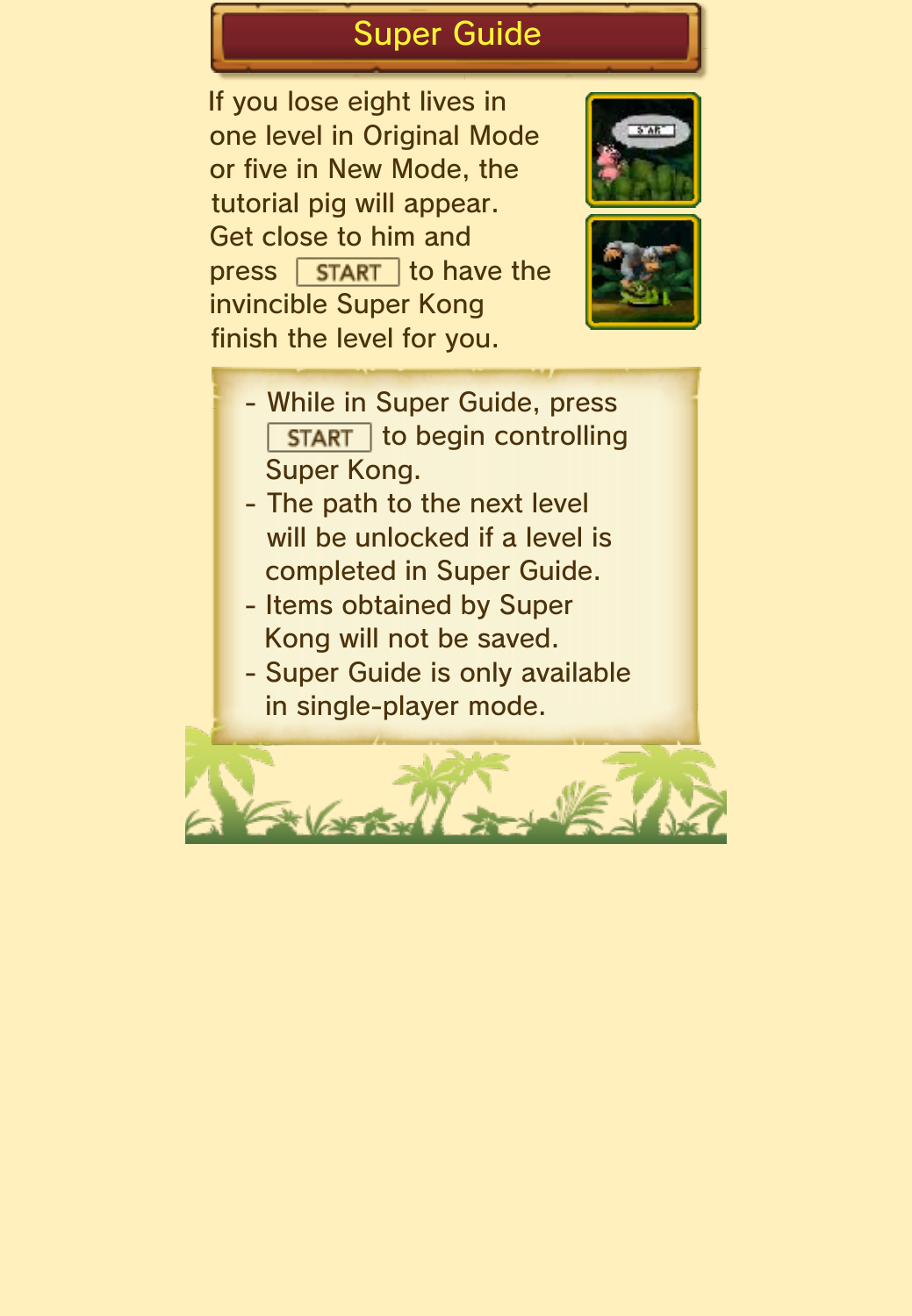# Super Guide

If you lose eight lives in one level in Original Mode or five in New Mode, the tutorial pig will appear. Get close to him and press START to have the invincible Super Kong finish the level for you.

- While in Super Guide, press START to begin controlling Super Kong.
- The path to the next level will be unlocked if a level is completed in Super Guide.
- Items obtained by Super Kong will not be saved.
- Super Guide is only available in single-player mode.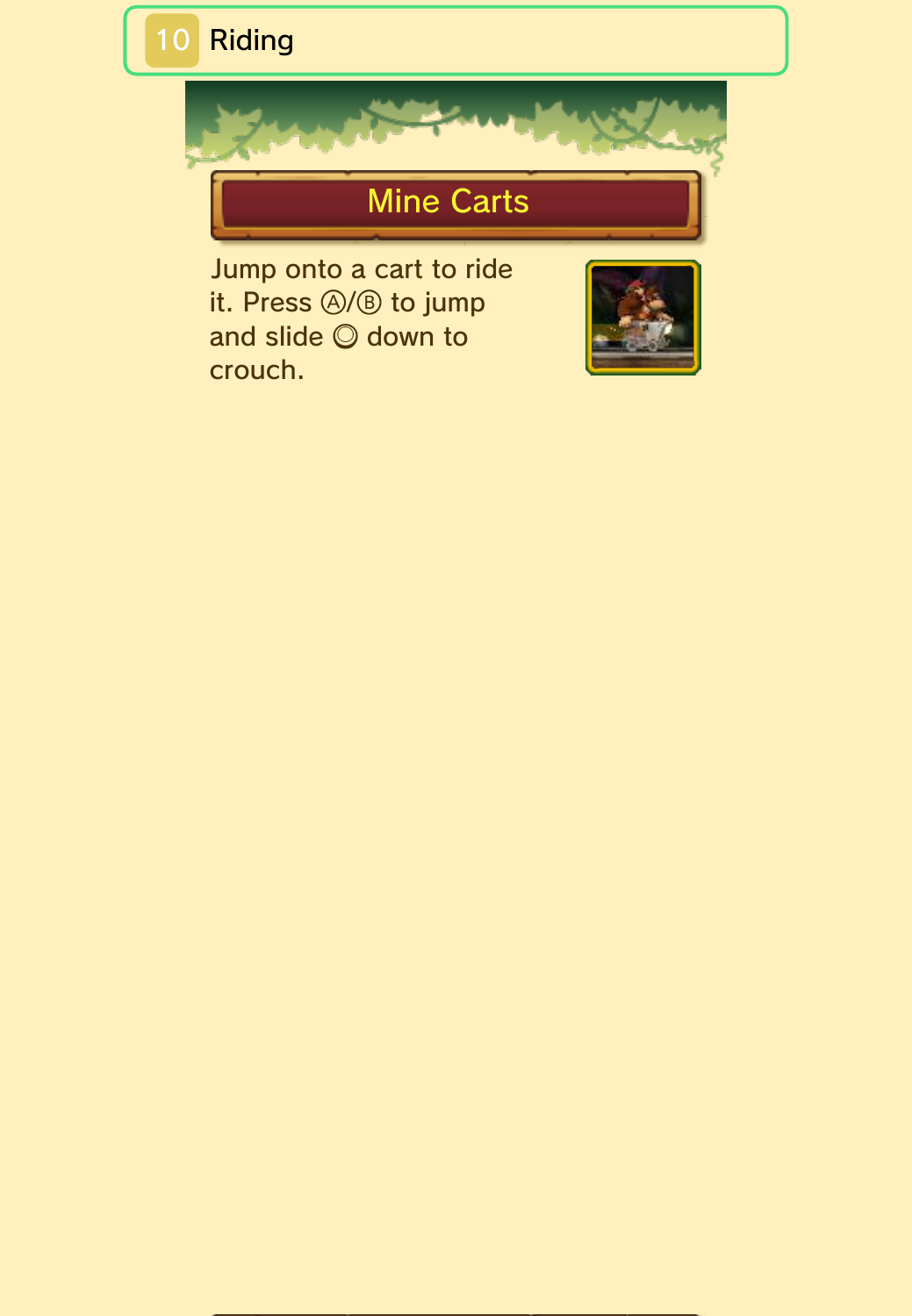# 10 Riding

## Mine Carts

Jump onto a cart to ride it. Press Ⓐ/Ⓑ to jump and slide Ⓞ down to crouch.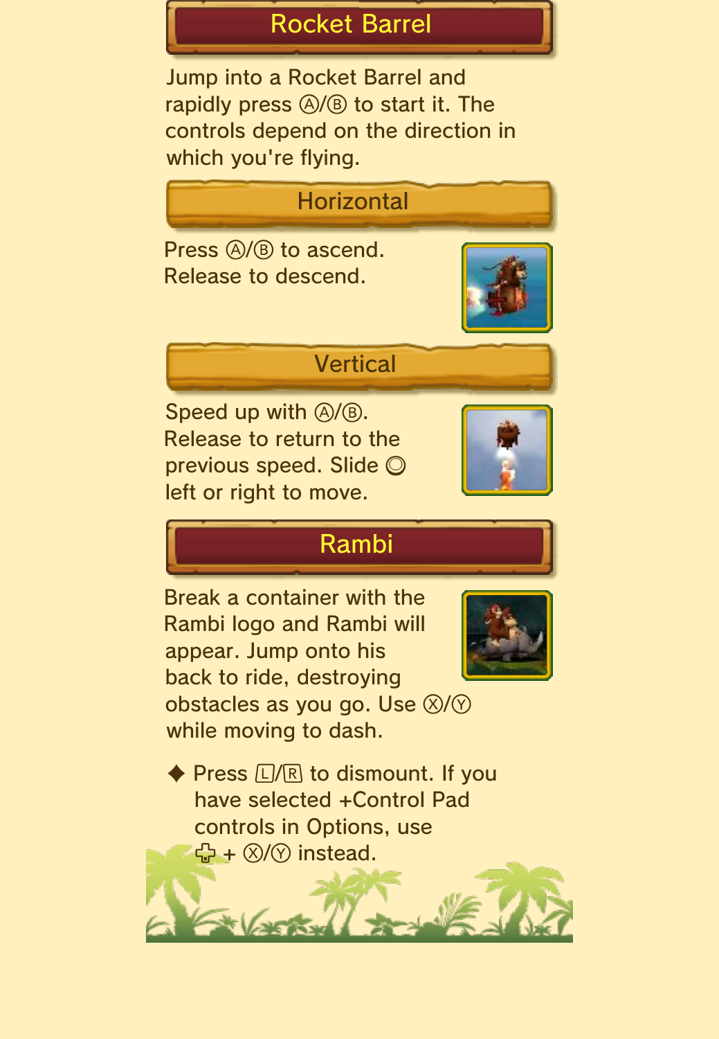## Rocket Barrel

Jump into a Rocket Barrel and rapidly press Ⓐ/Ⓑ to start it. The controls depend on the direction in which you're flying.

### Horizontal

Press Ⓐ/Ⓑ to ascend. Release to descend.

### Vertical

Speed up with Ⓐ/Ⓑ. Release to return to the previous speed. Slide ◎ left or right to move.

## Rambi

Break a container with the Rambi logo and Rambi will appear. Jump onto his back to ride, destroying obstacles as you go. Use Ⓧ/Ⓨ while moving to dash.

◆ Press Ⓛ/Ⓡ to dismount. If you have selected +Control Pad controls in Options, use ✚ + Ⓧ/Ⓨ instead.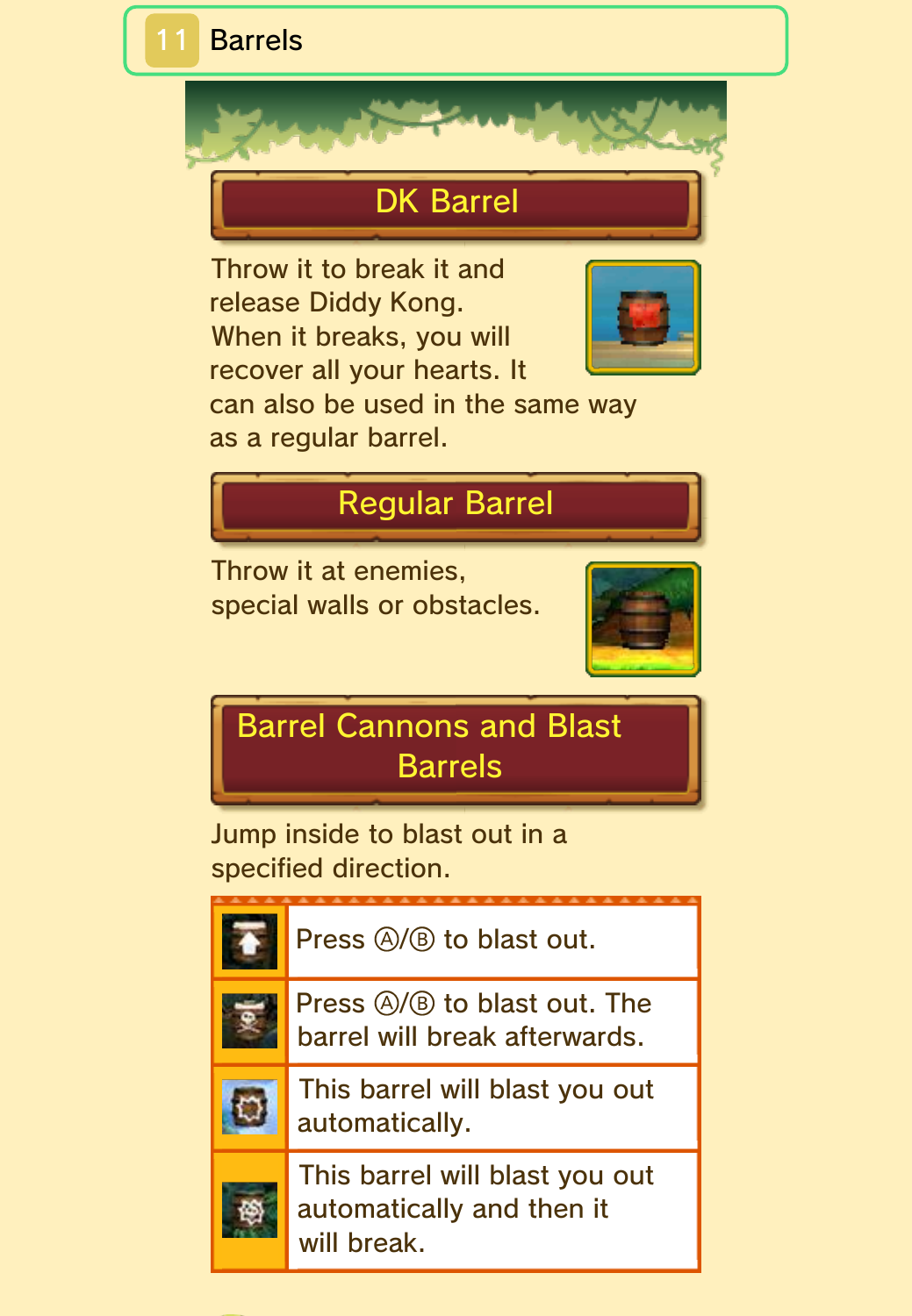# 11 Barrels

## DK Barrel

Throw it to break it and release Diddy Kong. When it breaks, you will recover all your hearts. It can also be used in the same way as a regular barrel.

## Regular Barrel

Throw it at enemies, special walls or obstacles.

## Barrel Cannons and Blast Barrels

Jump inside to blast out in a specified direction.

| | |
|---|---|
| | Press Ⓐ/Ⓑ to blast out. |
| | Press Ⓐ/Ⓑ to blast out. The barrel will break afterwards. |
| | This barrel will blast you out automatically. |
| | This barrel will blast you out automatically and then it will break. |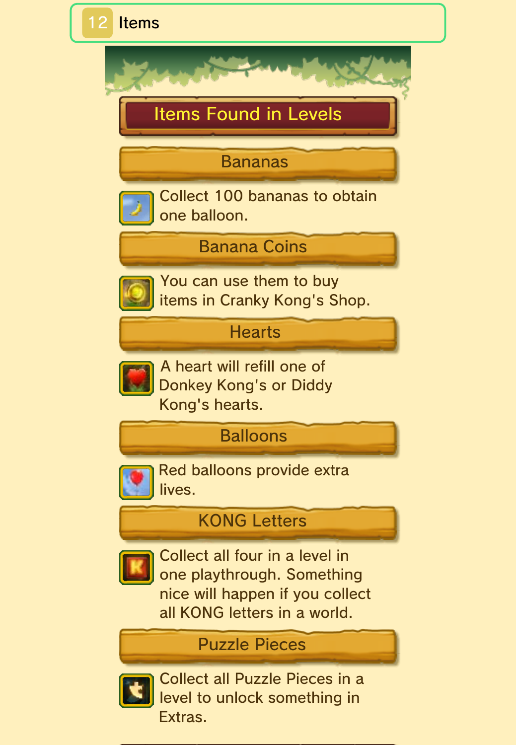# 12 Items

## Items Found in Levels

### Bananas

Collect 100 bananas to obtain one balloon.

### Banana Coins

You can use them to buy items in Cranky Kong's Shop.

### Hearts

A heart will refill one of Donkey Kong's or Diddy Kong's hearts.

### Balloons

Red balloons provide extra lives.

### KONG Letters

Collect all four in a level in one playthrough. Something nice will happen if you collect all KONG letters in a world.

### Puzzle Pieces

Collect all Puzzle Pieces in a level to unlock something in Extras.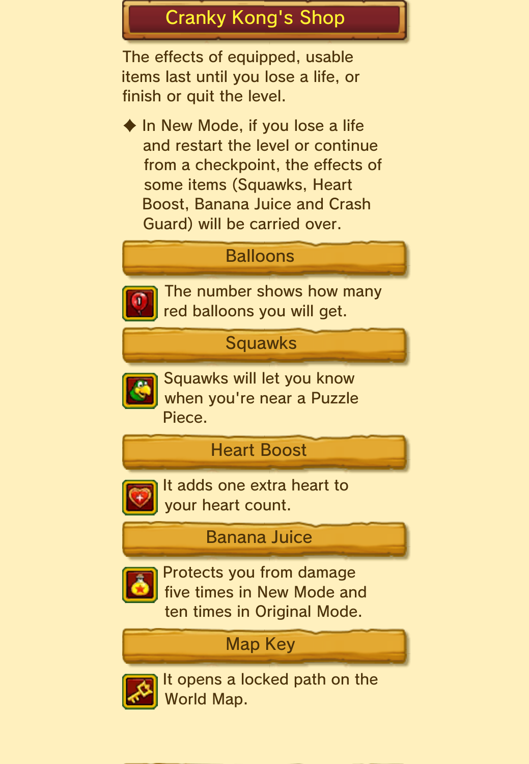# Cranky Kong's Shop

The effects of equipped, usable items last until you lose a life, or finish or quit the level.

◆ In New Mode, if you lose a life and restart the level or continue from a checkpoint, the effects of some items (Squawks, Heart Boost, Banana Juice and Crash Guard) will be carried over.

## Balloons

The number shows how many red balloons you will get.

## Squawks

Squawks will let you know when you're near a Puzzle Piece.

## Heart Boost

It adds one extra heart to your heart count.

## Banana Juice

Protects you from damage five times in New Mode and ten times in Original Mode.

## Map Key

It opens a locked path on the World Map.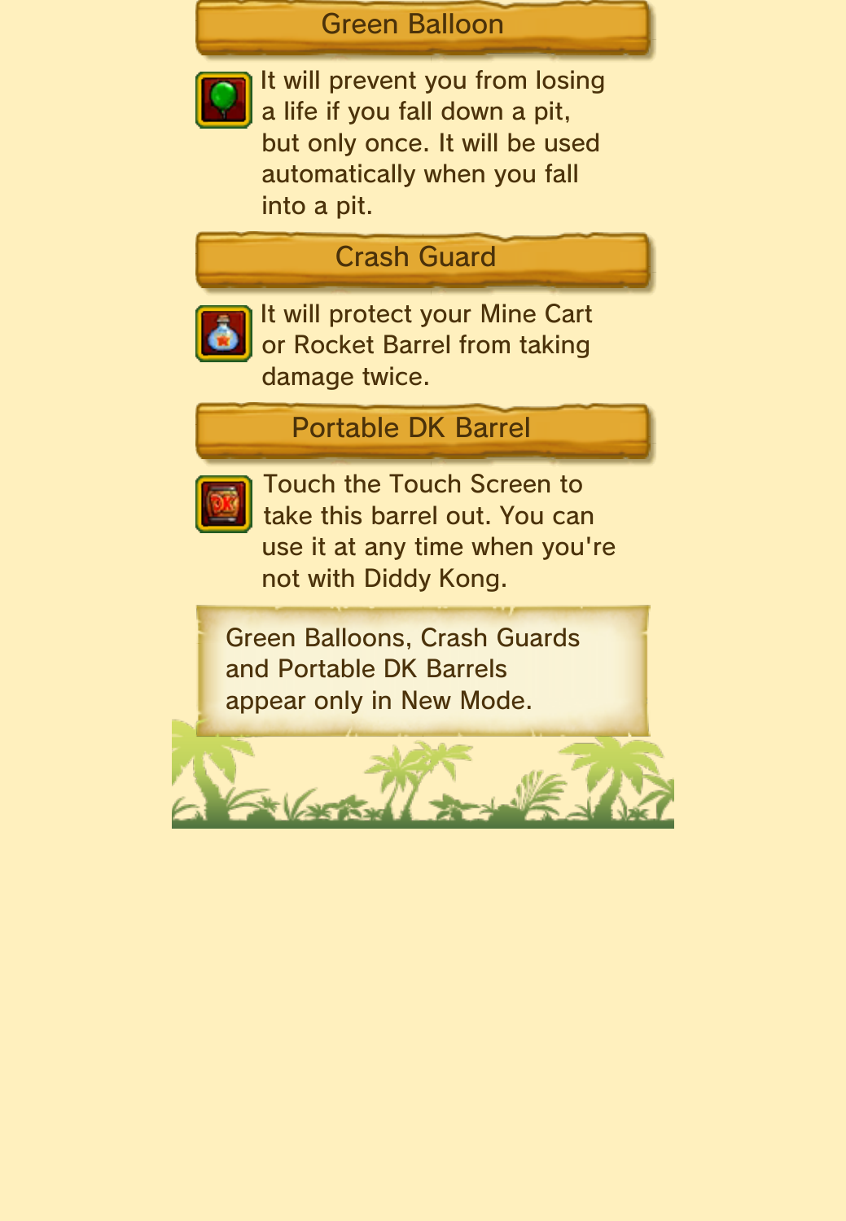## Green Balloon

It will prevent you from losing a life if you fall down a pit, but only once. It will be used automatically when you fall into a pit.

## Crash Guard

It will protect your Mine Cart or Rocket Barrel from taking damage twice.

## Portable DK Barrel

Touch the Touch Screen to take this barrel out. You can use it at any time when you're not with Diddy Kong.

Green Balloons, Crash Guards and Portable DK Barrels appear only in New Mode.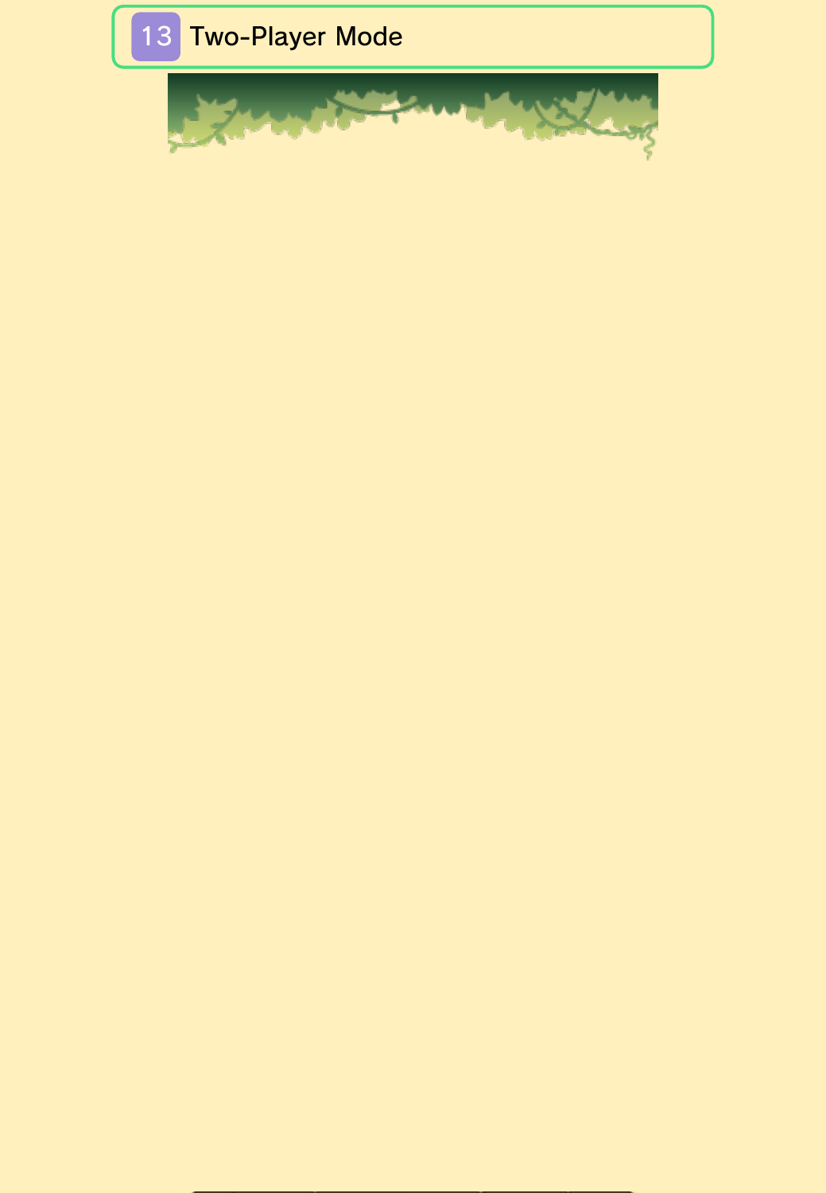# 13 Two-Player Mode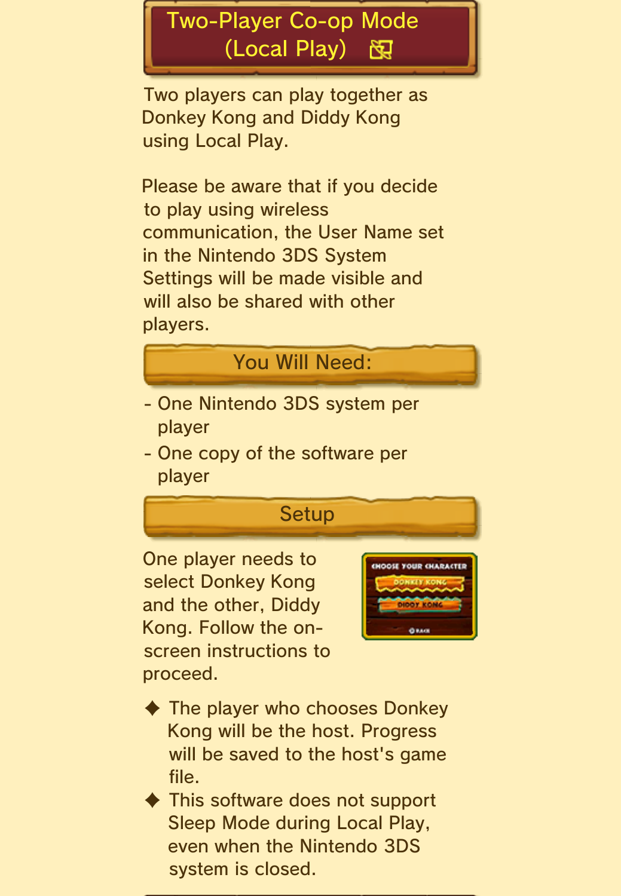# Two-Player Co-op Mode (Local Play)

Two players can play together as Donkey Kong and Diddy Kong using Local Play.

Please be aware that if you decide to play using wireless communication, the User Name set in the Nintendo 3DS System Settings will be made visible and will also be shared with other players.

## You Will Need:

- One Nintendo 3DS system per player
- One copy of the software per player

## Setup

One player needs to select Donkey Kong and the other, Diddy Kong. Follow the on-screen instructions to proceed.

◆ The player who chooses Donkey Kong will be the host. Progress will be saved to the host's game file.

◆ This software does not support Sleep Mode during Local Play, even when the Nintendo 3DS system is closed.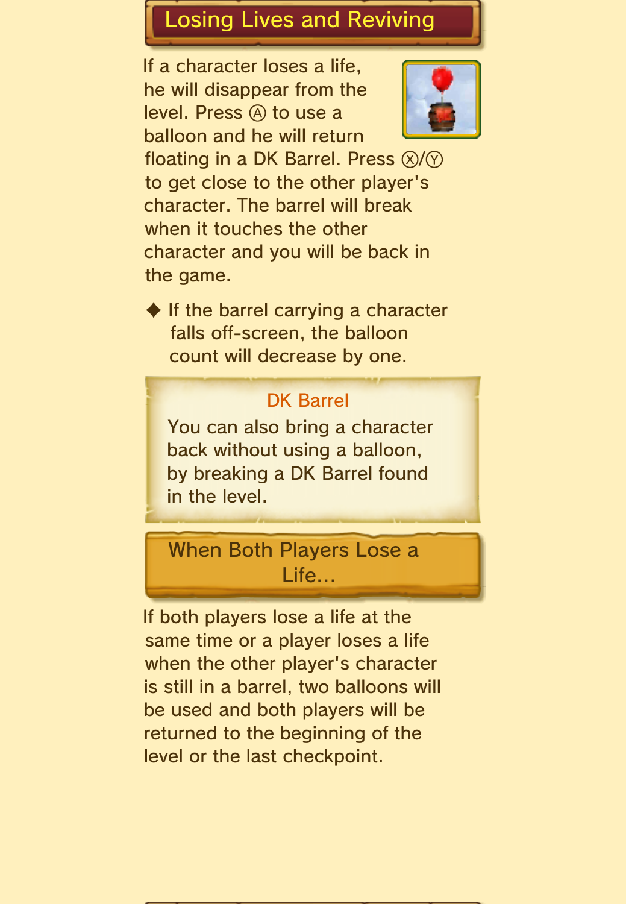## Losing Lives and Reviving

If a character loses a life, he will disappear from the level. Press Ⓐ to use a balloon and he will return floating in a DK Barrel. Press Ⓧ/Ⓨ to get close to the other player's character. The barrel will break when it touches the other character and you will be back in the game.

◆ If the barrel carrying a character falls off-screen, the balloon count will decrease by one.

### DK Barrel

You can also bring a character back without using a balloon, by breaking a DK Barrel found in the level.

## When Both Players Lose a Life...

If both players lose a life at the same time or a player loses a life when the other player's character is still in a barrel, two balloons will be used and both players will be returned to the beginning of the level or the last checkpoint.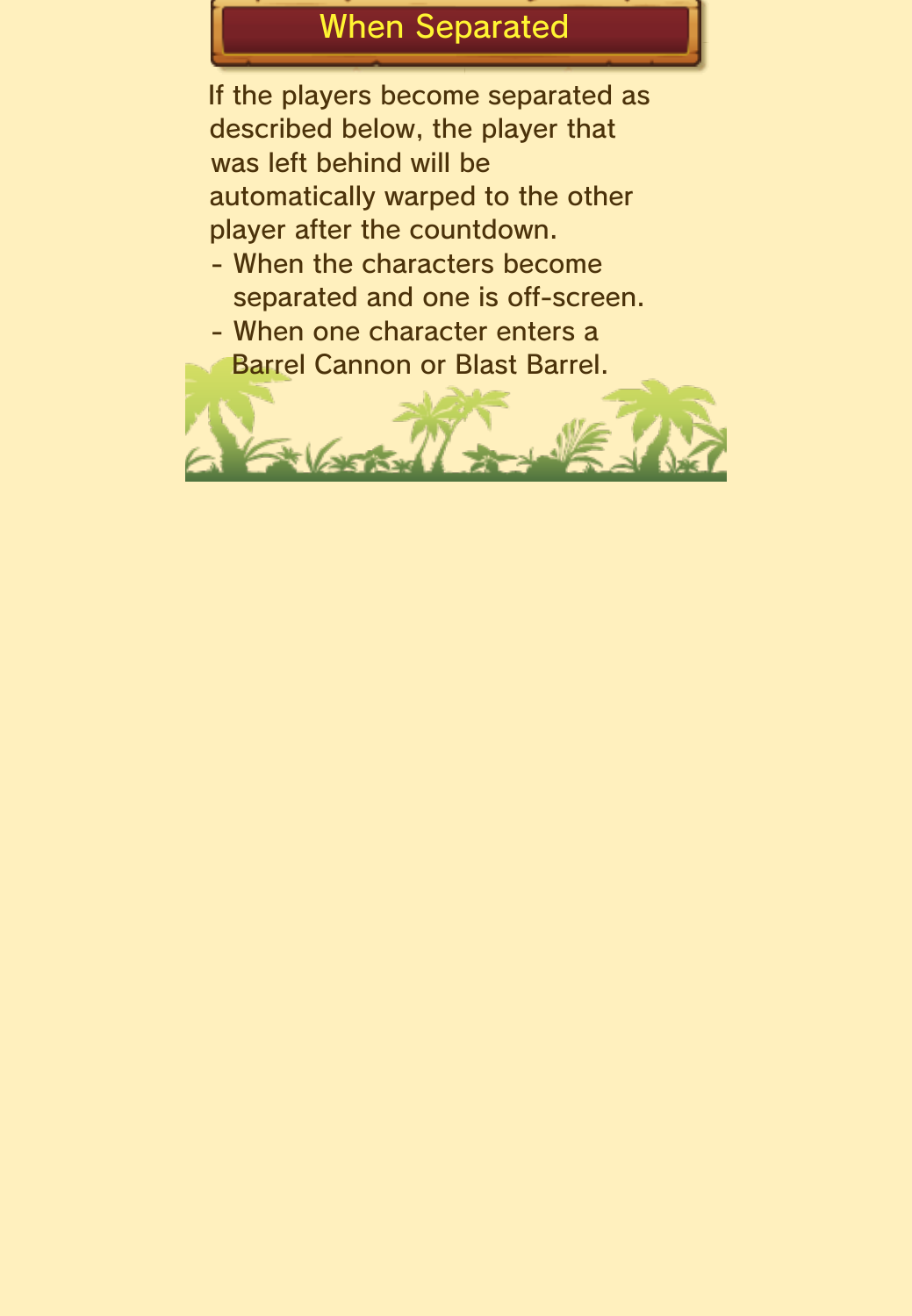## When Separated

If the players become separated as described below, the player that was left behind will be automatically warped to the other player after the countdown.

- When the characters become separated and one is off-screen.
- When one character enters a Barrel Cannon or Blast Barrel.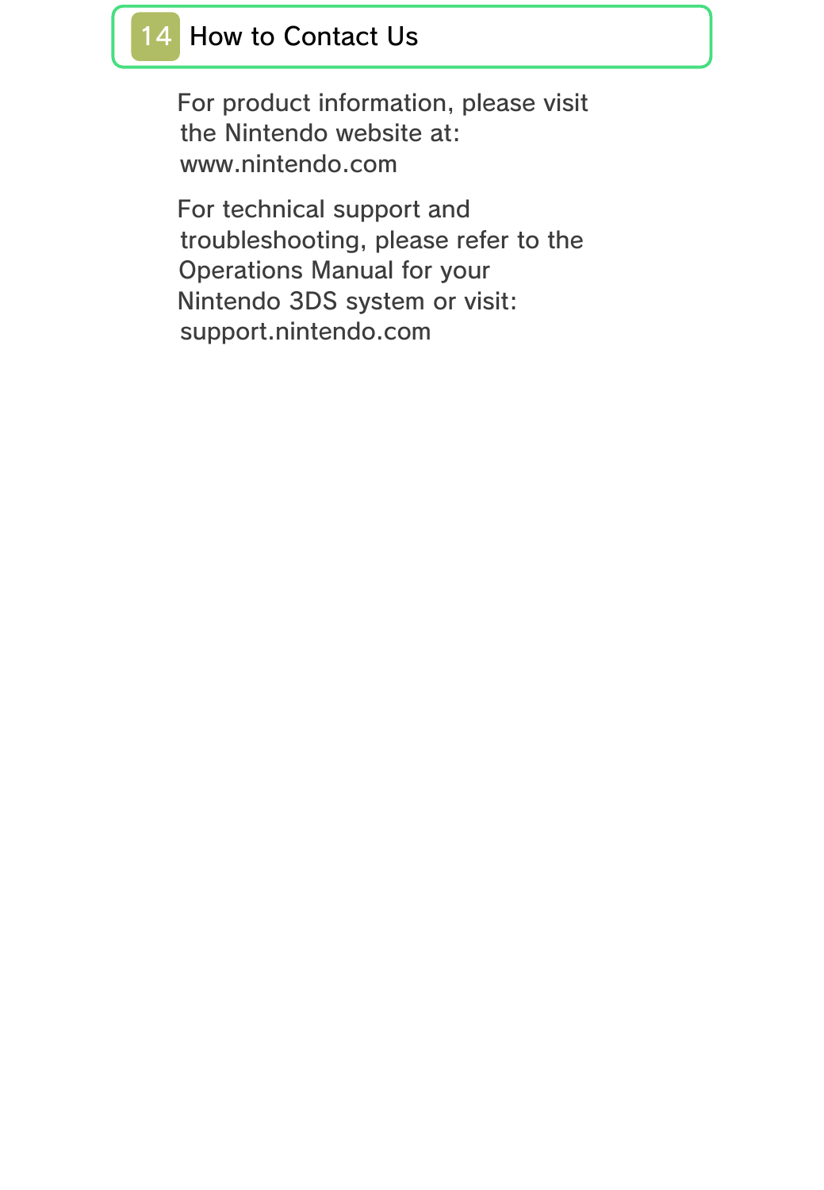## 14 How to Contact Us

For product information, please visit the Nintendo website at: www.nintendo.com

For technical support and troubleshooting, please refer to the Operations Manual for your Nintendo 3DS system or visit: support.nintendo.com